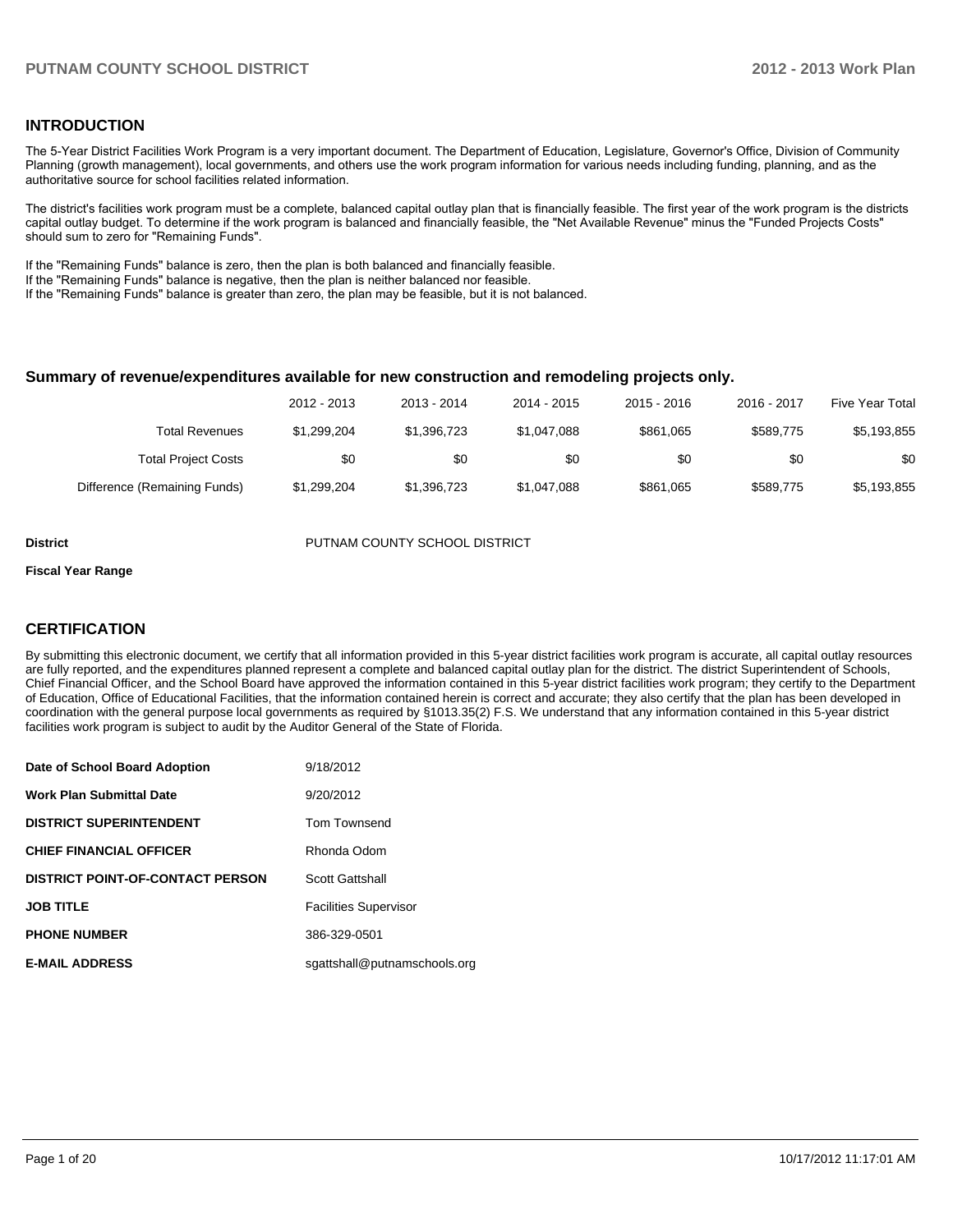## INTRODUCTION

The 5-Year District Facilities Work Program is a very important document. The Department of Education, Legislature, Governor's Office, Division of Community Planning (growth management), local governments, and others use the work program information for various needs including funding, planning, and as the authoritative source for school facilities related information.

The district's facilities work program must be a complete, balanced capital outlay plan that is financially feasible. The first year of the work program is the districts capital outlay budget. To determine if the work program is balanced and financially feasible, the "Net Available Revenue" minus the "Funded Projects Costs" should sum to zero for "Remaining Funds".

If the "Remaining Funds" balance is zero, then the plan is both balanced and financially feasible.
If the "Remaining Funds" balance is negative, then the plan is neither balanced nor feasible.
If the "Remaining Funds" balance is greater than zero, the plan may be feasible, but it is not balanced.

### Summary of revenue/expenditures available for new construction and remodeling projects only.

| | 2012 - 2013 | 2013 - 2014 | 2014 - 2015 | 2015 - 2016 | 2016 - 2017 | Five Year Total |
|---|---|---|---|---|---|---|
| Total Revenues | $1,299,204 | $1,396,723 | $1,047,088 | $861,065 | $589,775 | $5,193,855 |
| Total Project Costs | $0 | $0 | $0 | $0 | $0 | $0 |
| Difference (Remaining Funds) | $1,299,204 | $1,396,723 | $1,047,088 | $861,065 | $589,775 | $5,193,855 |

**District** PUTNAM COUNTY SCHOOL DISTRICT

**Fiscal Year Range**

## CERTIFICATION

By submitting this electronic document, we certify that all information provided in this 5-year district facilities work program is accurate, all capital outlay resources are fully reported, and the expenditures planned represent a complete and balanced capital outlay plan for the district. The district Superintendent of Schools, Chief Financial Officer, and the School Board have approved the information contained in this 5-year district facilities work program; they certify to the Department of Education, Office of Educational Facilities, that the information contained herein is correct and accurate; they also certify that the plan has been developed in coordination with the general purpose local governments as required by §1013.35(2) F.S. We understand that any information contained in this 5-year district facilities work program is subject to audit by the Auditor General of the State of Florida.

| | |
|---|---|
| **Date of School Board Adoption** | 9/18/2012 |
| **Work Plan Submittal Date** | 9/20/2012 |
| **DISTRICT SUPERINTENDENT** | Tom Townsend |
| **CHIEF FINANCIAL OFFICER** | Rhonda Odom |
| **DISTRICT POINT-OF-CONTACT PERSON** | Scott Gattshall |
| **JOB TITLE** | Facilities Supervisor |
| **PHONE NUMBER** | 386-329-0501 |
| **E-MAIL ADDRESS** | sgattshall@putnamschools.org |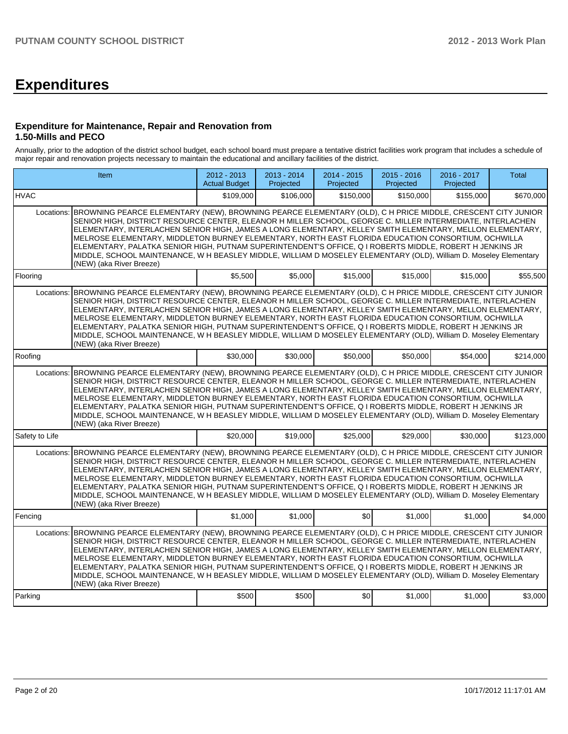# Expenditures

### Expenditure for Maintenance, Repair and Renovation from 1.50-Mills and PECO

Annually, prior to the adoption of the district school budget, each school board must prepare a tentative district facilities work program that includes a schedule of major repair and renovation projects necessary to maintain the educational and ancillary facilities of the district.

| Item | | 2012 - 2013 Actual Budget | 2013 - 2014 Projected | 2014 - 2015 Projected | 2015 - 2016 Projected | 2016 - 2017 Projected | Total |
|---|---|---|---|---|---|---|---|
| HVAC | | $109,000 | $106,000 | $150,000 | $150,000 | $155,000 | $670,000 |
| Locations: | BROWNING PEARCE ELEMENTARY (NEW), BROWNING PEARCE ELEMENTARY (OLD), C H PRICE MIDDLE, CRESCENT CITY JUNIOR SENIOR HIGH, DISTRICT RESOURCE CENTER, ELEANOR H MILLER SCHOOL, GEORGE C. MILLER INTERMEDIATE, INTERLACHEN ELEMENTARY, INTERLACHEN SENIOR HIGH, JAMES A LONG ELEMENTARY, KELLEY SMITH ELEMENTARY, MELLON ELEMENTARY, MELROSE ELEMENTARY, MIDDLETON BURNEY ELEMENTARY, NORTH EAST FLORIDA EDUCATION CONSORTIUM, OCHWILLA ELEMENTARY, PALATKA SENIOR HIGH, PUTNAM SUPERINTENDENT'S OFFICE, Q I ROBERTS MIDDLE, ROBERT H JENKINS JR MIDDLE, SCHOOL MAINTENANCE, W H BEASLEY MIDDLE, WILLIAM D MOSELEY ELEMENTARY (OLD), William D. Moseley Elementary (NEW) (aka River Breeze) | | | | | | |
| Flooring | | $5,500 | $5,000 | $15,000 | $15,000 | $15,000 | $55,500 |
| Locations: | BROWNING PEARCE ELEMENTARY (NEW), BROWNING PEARCE ELEMENTARY (OLD), C H PRICE MIDDLE, CRESCENT CITY JUNIOR SENIOR HIGH, DISTRICT RESOURCE CENTER, ELEANOR H MILLER SCHOOL, GEORGE C. MILLER INTERMEDIATE, INTERLACHEN ELEMENTARY, INTERLACHEN SENIOR HIGH, JAMES A LONG ELEMENTARY, KELLEY SMITH ELEMENTARY, MELLON ELEMENTARY, MELROSE ELEMENTARY, MIDDLETON BURNEY ELEMENTARY, NORTH EAST FLORIDA EDUCATION CONSORTIUM, OCHWILLA ELEMENTARY, PALATKA SENIOR HIGH, PUTNAM SUPERINTENDENT'S OFFICE, Q I ROBERTS MIDDLE, ROBERT H JENKINS JR MIDDLE, SCHOOL MAINTENANCE, W H BEASLEY MIDDLE, WILLIAM D MOSELEY ELEMENTARY (OLD), William D. Moseley Elementary (NEW) (aka River Breeze) | | | | | | |
| Roofing | | $30,000 | $30,000 | $50,000 | $50,000 | $54,000 | $214,000 |
| Locations: | BROWNING PEARCE ELEMENTARY (NEW), BROWNING PEARCE ELEMENTARY (OLD), C H PRICE MIDDLE, CRESCENT CITY JUNIOR SENIOR HIGH, DISTRICT RESOURCE CENTER, ELEANOR H MILLER SCHOOL, GEORGE C. MILLER INTERMEDIATE, INTERLACHEN ELEMENTARY, INTERLACHEN SENIOR HIGH, JAMES A LONG ELEMENTARY, KELLEY SMITH ELEMENTARY, MELLON ELEMENTARY, MELROSE ELEMENTARY, MIDDLETON BURNEY ELEMENTARY, NORTH EAST FLORIDA EDUCATION CONSORTIUM, OCHWILLA ELEMENTARY, PALATKA SENIOR HIGH, PUTNAM SUPERINTENDENT'S OFFICE, Q I ROBERTS MIDDLE, ROBERT H JENKINS JR MIDDLE, SCHOOL MAINTENANCE, W H BEASLEY MIDDLE, WILLIAM D MOSELEY ELEMENTARY (OLD), William D. Moseley Elementary (NEW) (aka River Breeze) | | | | | | |
| Safety to Life | | $20,000 | $19,000 | $25,000 | $29,000 | $30,000 | $123,000 |
| Locations: | BROWNING PEARCE ELEMENTARY (NEW), BROWNING PEARCE ELEMENTARY (OLD), C H PRICE MIDDLE, CRESCENT CITY JUNIOR SENIOR HIGH, DISTRICT RESOURCE CENTER, ELEANOR H MILLER SCHOOL, GEORGE C. MILLER INTERMEDIATE, INTERLACHEN ELEMENTARY, INTERLACHEN SENIOR HIGH, JAMES A LONG ELEMENTARY, KELLEY SMITH ELEMENTARY, MELLON ELEMENTARY, MELROSE ELEMENTARY, MIDDLETON BURNEY ELEMENTARY, NORTH EAST FLORIDA EDUCATION CONSORTIUM, OCHWILLA ELEMENTARY, PALATKA SENIOR HIGH, PUTNAM SUPERINTENDENT'S OFFICE, Q I ROBERTS MIDDLE, ROBERT H JENKINS JR MIDDLE, SCHOOL MAINTENANCE, W H BEASLEY MIDDLE, WILLIAM D MOSELEY ELEMENTARY (OLD), William D. Moseley Elementary (NEW) (aka River Breeze) | | | | | | |
| Fencing | | $1,000 | $1,000 | $0 | $1,000 | $1,000 | $4,000 |
| Locations: | BROWNING PEARCE ELEMENTARY (NEW), BROWNING PEARCE ELEMENTARY (OLD), C H PRICE MIDDLE, CRESCENT CITY JUNIOR SENIOR HIGH, DISTRICT RESOURCE CENTER, ELEANOR H MILLER SCHOOL, GEORGE C. MILLER INTERMEDIATE, INTERLACHEN ELEMENTARY, INTERLACHEN SENIOR HIGH, JAMES A LONG ELEMENTARY, KELLEY SMITH ELEMENTARY, MELLON ELEMENTARY, MELROSE ELEMENTARY, MIDDLETON BURNEY ELEMENTARY, NORTH EAST FLORIDA EDUCATION CONSORTIUM, OCHWILLA ELEMENTARY, PALATKA SENIOR HIGH, PUTNAM SUPERINTENDENT'S OFFICE, Q I ROBERTS MIDDLE, ROBERT H JENKINS JR MIDDLE, SCHOOL MAINTENANCE, W H BEASLEY MIDDLE, WILLIAM D MOSELEY ELEMENTARY (OLD), William D. Moseley Elementary (NEW) (aka River Breeze) | | | | | | |
| Parking | | $500 | $500 | $0 | $1,000 | $1,000 | $3,000 |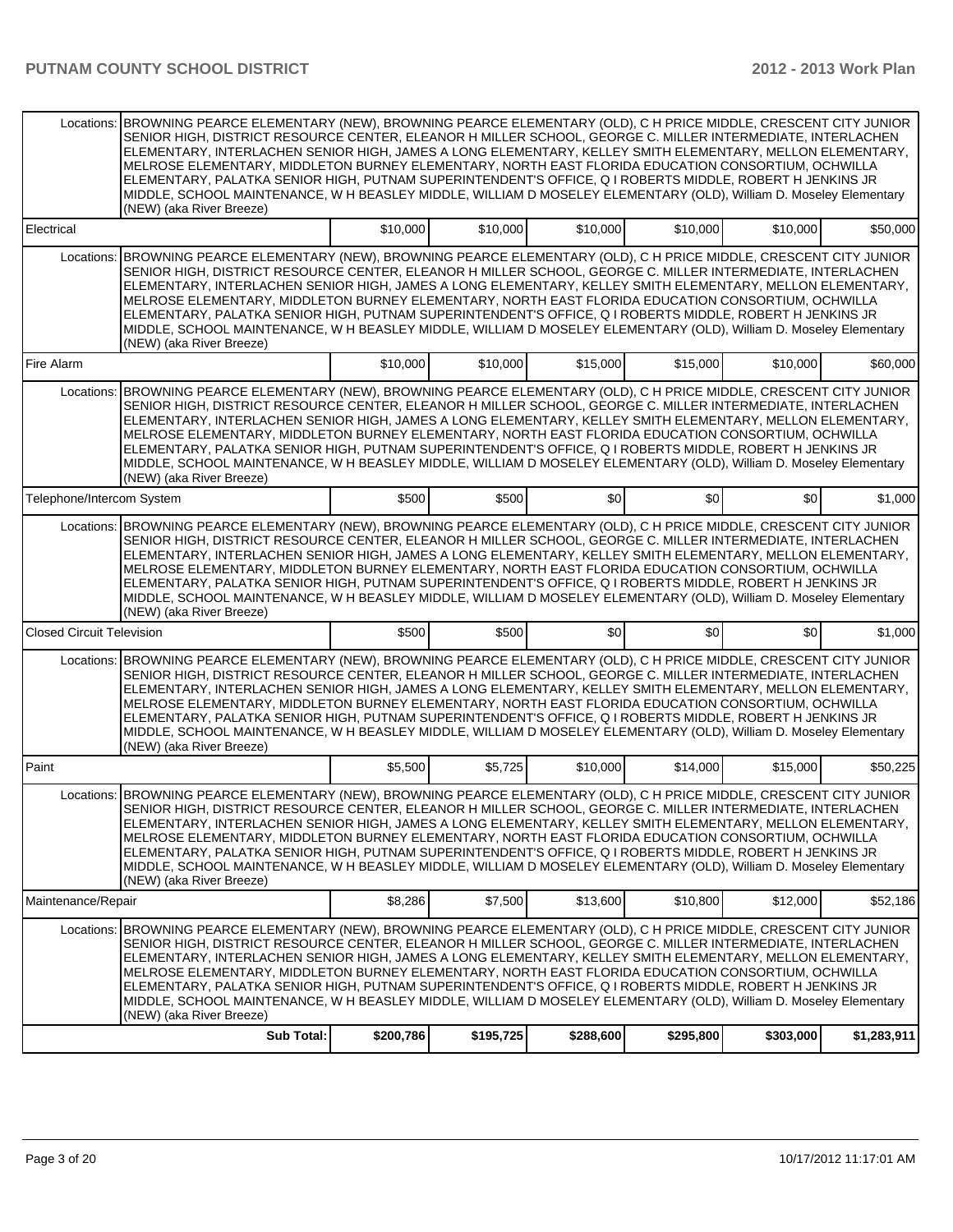| | | | | | | |
|---|---|---|---|---|---|---|
| Locations: | BROWNING PEARCE ELEMENTARY (NEW), BROWNING PEARCE ELEMENTARY (OLD), C H PRICE MIDDLE, CRESCENT CITY JUNIOR SENIOR HIGH, DISTRICT RESOURCE CENTER, ELEANOR H MILLER SCHOOL, GEORGE C. MILLER INTERMEDIATE, INTERLACHEN ELEMENTARY, INTERLACHEN SENIOR HIGH, JAMES A LONG ELEMENTARY, KELLEY SMITH ELEMENTARY, MELLON ELEMENTARY, MELROSE ELEMENTARY, MIDDLETON BURNEY ELEMENTARY, NORTH EAST FLORIDA EDUCATION CONSORTIUM, OCHWILLA ELEMENTARY, PALATKA SENIOR HIGH, PUTNAM SUPERINTENDENT'S OFFICE, Q I ROBERTS MIDDLE, ROBERT H JENKINS JR MIDDLE, SCHOOL MAINTENANCE, W H BEASLEY MIDDLE, WILLIAM D MOSELEY ELEMENTARY (OLD), William D. Moseley Elementary (NEW) (aka River Breeze) | | | | | |
| Electrical | | $10,000 | $10,000 | $10,000 | $10,000 | $10,000 | $50,000 |
| Locations: | BROWNING PEARCE ELEMENTARY (NEW), BROWNING PEARCE ELEMENTARY (OLD), C H PRICE MIDDLE, CRESCENT CITY JUNIOR SENIOR HIGH, DISTRICT RESOURCE CENTER, ELEANOR H MILLER SCHOOL, GEORGE C. MILLER INTERMEDIATE, INTERLACHEN ELEMENTARY, INTERLACHEN SENIOR HIGH, JAMES A LONG ELEMENTARY, KELLEY SMITH ELEMENTARY, MELLON ELEMENTARY, MELROSE ELEMENTARY, MIDDLETON BURNEY ELEMENTARY, NORTH EAST FLORIDA EDUCATION CONSORTIUM, OCHWILLA ELEMENTARY, PALATKA SENIOR HIGH, PUTNAM SUPERINTENDENT'S OFFICE, Q I ROBERTS MIDDLE, ROBERT H JENKINS JR MIDDLE, SCHOOL MAINTENANCE, W H BEASLEY MIDDLE, WILLIAM D MOSELEY ELEMENTARY (OLD), William D. Moseley Elementary (NEW) (aka River Breeze) | | | | | |
| Fire Alarm | | $10,000 | $10,000 | $15,000 | $15,000 | $10,000 | $60,000 |
| Locations: | BROWNING PEARCE ELEMENTARY (NEW), BROWNING PEARCE ELEMENTARY (OLD), C H PRICE MIDDLE, CRESCENT CITY JUNIOR SENIOR HIGH, DISTRICT RESOURCE CENTER, ELEANOR H MILLER SCHOOL, GEORGE C. MILLER INTERMEDIATE, INTERLACHEN ELEMENTARY, INTERLACHEN SENIOR HIGH, JAMES A LONG ELEMENTARY, KELLEY SMITH ELEMENTARY, MELLON ELEMENTARY, MELROSE ELEMENTARY, MIDDLETON BURNEY ELEMENTARY, NORTH EAST FLORIDA EDUCATION CONSORTIUM, OCHWILLA ELEMENTARY, PALATKA SENIOR HIGH, PUTNAM SUPERINTENDENT'S OFFICE, Q I ROBERTS MIDDLE, ROBERT H JENKINS JR MIDDLE, SCHOOL MAINTENANCE, W H BEASLEY MIDDLE, WILLIAM D MOSELEY ELEMENTARY (OLD), William D. Moseley Elementary (NEW) (aka River Breeze) | | | | | |
| Telephone/Intercom System | | $500 | $500 | $0 | $0 | $0 | $1,000 |
| Locations: | BROWNING PEARCE ELEMENTARY (NEW), BROWNING PEARCE ELEMENTARY (OLD), C H PRICE MIDDLE, CRESCENT CITY JUNIOR SENIOR HIGH, DISTRICT RESOURCE CENTER, ELEANOR H MILLER SCHOOL, GEORGE C. MILLER INTERMEDIATE, INTERLACHEN ELEMENTARY, INTERLACHEN SENIOR HIGH, JAMES A LONG ELEMENTARY, KELLEY SMITH ELEMENTARY, MELLON ELEMENTARY, MELROSE ELEMENTARY, MIDDLETON BURNEY ELEMENTARY, NORTH EAST FLORIDA EDUCATION CONSORTIUM, OCHWILLA ELEMENTARY, PALATKA SENIOR HIGH, PUTNAM SUPERINTENDENT'S OFFICE, Q I ROBERTS MIDDLE, ROBERT H JENKINS JR MIDDLE, SCHOOL MAINTENANCE, W H BEASLEY MIDDLE, WILLIAM D MOSELEY ELEMENTARY (OLD), William D. Moseley Elementary (NEW) (aka River Breeze) | | | | | |
| Closed Circuit Television | | $500 | $500 | $0 | $0 | $0 | $1,000 |
| Locations: | BROWNING PEARCE ELEMENTARY (NEW), BROWNING PEARCE ELEMENTARY (OLD), C H PRICE MIDDLE, CRESCENT CITY JUNIOR SENIOR HIGH, DISTRICT RESOURCE CENTER, ELEANOR H MILLER SCHOOL, GEORGE C. MILLER INTERMEDIATE, INTERLACHEN ELEMENTARY, INTERLACHEN SENIOR HIGH, JAMES A LONG ELEMENTARY, KELLEY SMITH ELEMENTARY, MELLON ELEMENTARY, MELROSE ELEMENTARY, MIDDLETON BURNEY ELEMENTARY, NORTH EAST FLORIDA EDUCATION CONSORTIUM, OCHWILLA ELEMENTARY, PALATKA SENIOR HIGH, PUTNAM SUPERINTENDENT'S OFFICE, Q I ROBERTS MIDDLE, ROBERT H JENKINS JR MIDDLE, SCHOOL MAINTENANCE, W H BEASLEY MIDDLE, WILLIAM D MOSELEY ELEMENTARY (OLD), William D. Moseley Elementary (NEW) (aka River Breeze) | | | | | |
| Paint | | $5,500 | $5,725 | $10,000 | $14,000 | $15,000 | $50,225 |
| Locations: | BROWNING PEARCE ELEMENTARY (NEW), BROWNING PEARCE ELEMENTARY (OLD), C H PRICE MIDDLE, CRESCENT CITY JUNIOR SENIOR HIGH, DISTRICT RESOURCE CENTER, ELEANOR H MILLER SCHOOL, GEORGE C. MILLER INTERMEDIATE, INTERLACHEN ELEMENTARY, INTERLACHEN SENIOR HIGH, JAMES A LONG ELEMENTARY, KELLEY SMITH ELEMENTARY, MELLON ELEMENTARY, MELROSE ELEMENTARY, MIDDLETON BURNEY ELEMENTARY, NORTH EAST FLORIDA EDUCATION CONSORTIUM, OCHWILLA ELEMENTARY, PALATKA SENIOR HIGH, PUTNAM SUPERINTENDENT'S OFFICE, Q I ROBERTS MIDDLE, ROBERT H JENKINS JR MIDDLE, SCHOOL MAINTENANCE, W H BEASLEY MIDDLE, WILLIAM D MOSELEY ELEMENTARY (OLD), William D. Moseley Elementary (NEW) (aka River Breeze) | | | | | |
| Maintenance/Repair | | $8,286 | $7,500 | $13,600 | $10,800 | $12,000 | $52,186 |
| Locations: | BROWNING PEARCE ELEMENTARY (NEW), BROWNING PEARCE ELEMENTARY (OLD), C H PRICE MIDDLE, CRESCENT CITY JUNIOR SENIOR HIGH, DISTRICT RESOURCE CENTER, ELEANOR H MILLER SCHOOL, GEORGE C. MILLER INTERMEDIATE, INTERLACHEN ELEMENTARY, INTERLACHEN SENIOR HIGH, JAMES A LONG ELEMENTARY, KELLEY SMITH ELEMENTARY, MELLON ELEMENTARY, MELROSE ELEMENTARY, MIDDLETON BURNEY ELEMENTARY, NORTH EAST FLORIDA EDUCATION CONSORTIUM, OCHWILLA ELEMENTARY, PALATKA SENIOR HIGH, PUTNAM SUPERINTENDENT'S OFFICE, Q I ROBERTS MIDDLE, ROBERT H JENKINS JR MIDDLE, SCHOOL MAINTENANCE, W H BEASLEY MIDDLE, WILLIAM D MOSELEY ELEMENTARY (OLD), William D. Moseley Elementary (NEW) (aka River Breeze) | | | | | |
| | **Sub Total:** | **$200,786** | **$195,725** | **$288,600** | **$295,800** | **$303,000** | **$1,283,911** |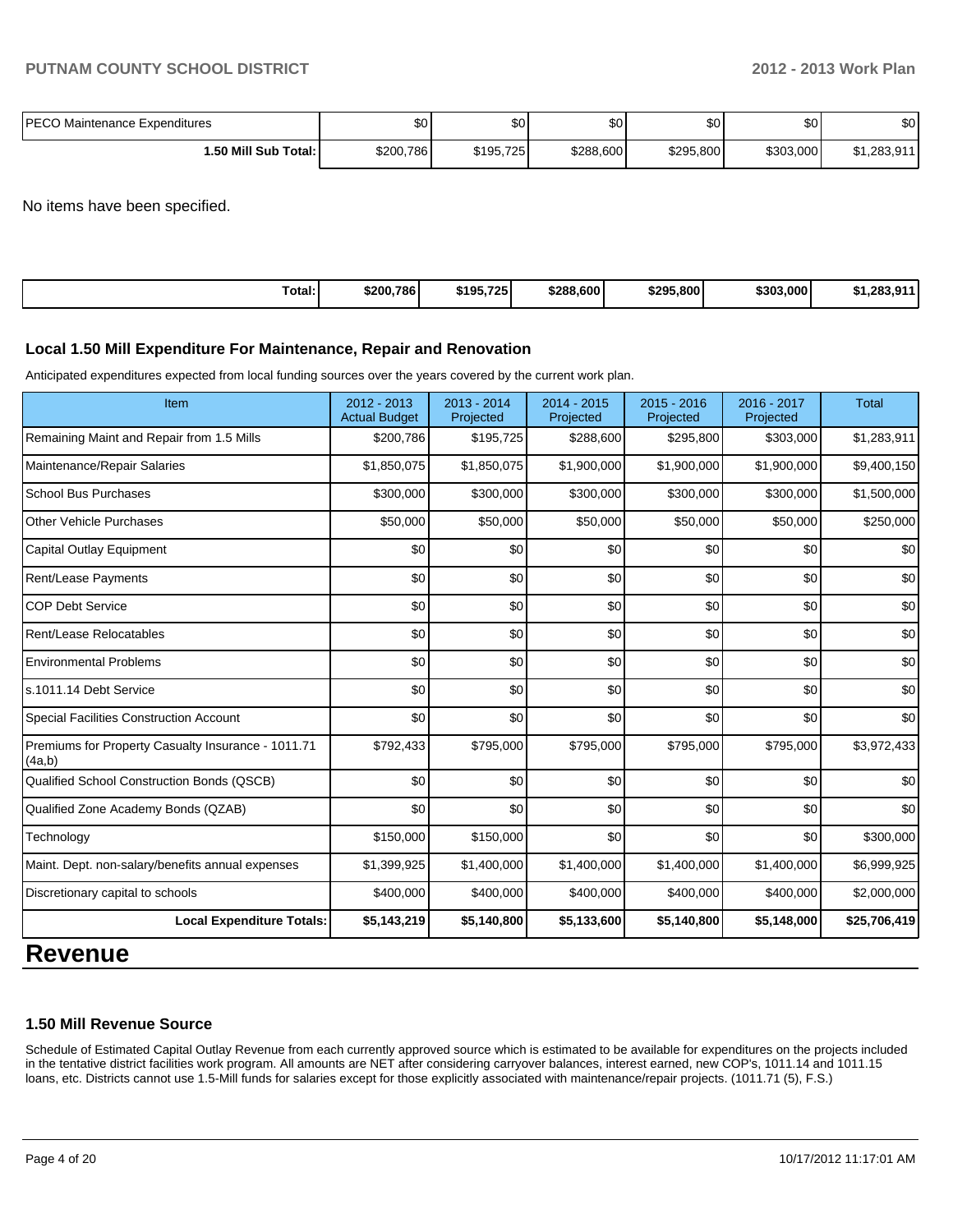| PECO Maintenance Expenditures | $0 | $0 | $0 | $0 | $0 | $0 |
|---|---|---|---|---|---|---|
| **1.50 Mill Sub Total:** | $200,786 | $195,725 | $288,600 | $295,800 | $303,000 | $1,283,911 |

No items have been specified.

| Total: | $200,786 | $195,725 | $288,600 | $295,800 | $303,000 | $1,283,911 |
|---|---|---|---|---|---|---|

### Local 1.50 Mill Expenditure For Maintenance, Repair and Renovation

Anticipated expenditures expected from local funding sources over the years covered by the current work plan.

| Item | 2012 - 2013 Actual Budget | 2013 - 2014 Projected | 2014 - 2015 Projected | 2015 - 2016 Projected | 2016 - 2017 Projected | Total |
|---|---|---|---|---|---|---|
| Remaining Maint and Repair from 1.5 Mills | $200,786 | $195,725 | $288,600 | $295,800 | $303,000 | $1,283,911 |
| Maintenance/Repair Salaries | $1,850,075 | $1,850,075 | $1,900,000 | $1,900,000 | $1,900,000 | $9,400,150 |
| School Bus Purchases | $300,000 | $300,000 | $300,000 | $300,000 | $300,000 | $1,500,000 |
| Other Vehicle Purchases | $50,000 | $50,000 | $50,000 | $50,000 | $50,000 | $250,000 |
| Capital Outlay Equipment | $0 | $0 | $0 | $0 | $0 | $0 |
| Rent/Lease Payments | $0 | $0 | $0 | $0 | $0 | $0 |
| COP Debt Service | $0 | $0 | $0 | $0 | $0 | $0 |
| Rent/Lease Relocatables | $0 | $0 | $0 | $0 | $0 | $0 |
| Environmental Problems | $0 | $0 | $0 | $0 | $0 | $0 |
| s.1011.14 Debt Service | $0 | $0 | $0 | $0 | $0 | $0 |
| Special Facilities Construction Account | $0 | $0 | $0 | $0 | $0 | $0 |
| Premiums for Property Casualty Insurance - 1011.71 (4a,b) | $792,433 | $795,000 | $795,000 | $795,000 | $795,000 | $3,972,433 |
| Qualified School Construction Bonds (QSCB) | $0 | $0 | $0 | $0 | $0 | $0 |
| Qualified Zone Academy Bonds (QZAB) | $0 | $0 | $0 | $0 | $0 | $0 |
| Technology | $150,000 | $150,000 | $0 | $0 | $0 | $300,000 |
| Maint. Dept. non-salary/benefits annual expenses | $1,399,925 | $1,400,000 | $1,400,000 | $1,400,000 | $1,400,000 | $6,999,925 |
| Discretionary capital to schools | $400,000 | $400,000 | $400,000 | $400,000 | $400,000 | $2,000,000 |
| **Local Expenditure Totals:** | **$5,143,219** | **$5,140,800** | **$5,133,600** | **$5,140,800** | **$5,148,000** | **$25,706,419** |

# Revenue

### 1.50 Mill Revenue Source

Schedule of Estimated Capital Outlay Revenue from each currently approved source which is estimated to be available for expenditures on the projects included in the tentative district facilities work program. All amounts are NET after considering carryover balances, interest earned, new COP's, 1011.14 and 1011.15 loans, etc. Districts cannot use 1.5-Mill funds for salaries except for those explicitly associated with maintenance/repair projects. (1011.71 (5), F.S.)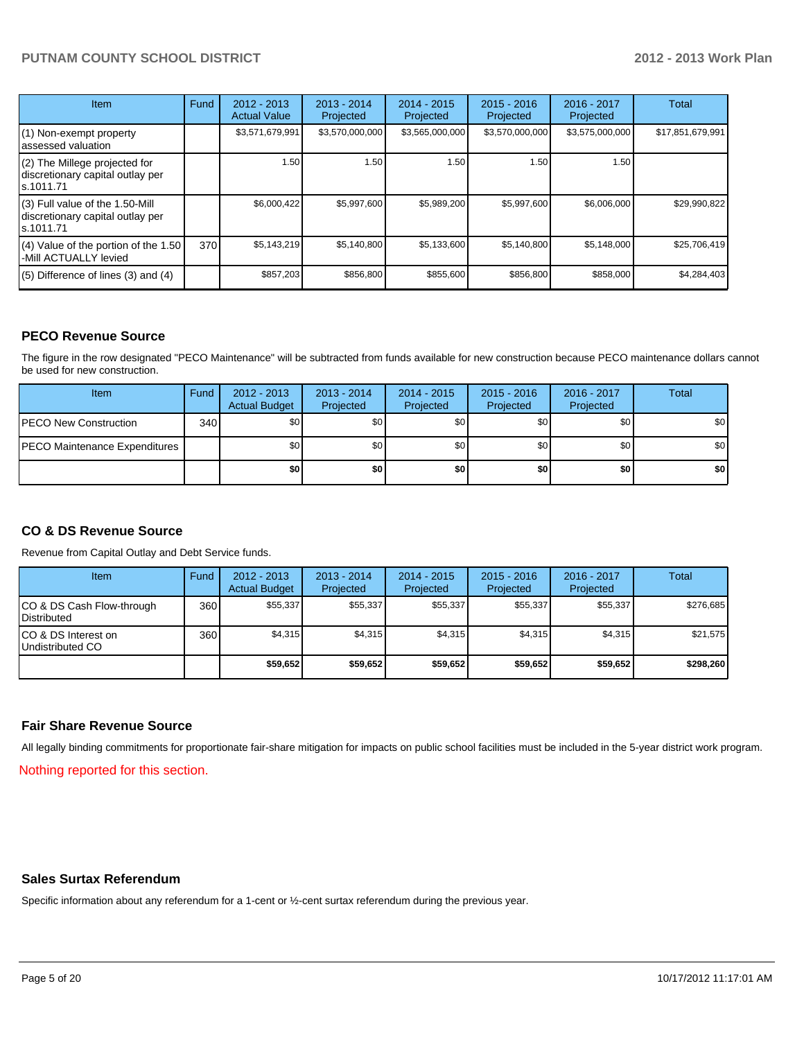| Item | Fund | 2012 - 2013 Actual Value | 2013 - 2014 Projected | 2014 - 2015 Projected | 2015 - 2016 Projected | 2016 - 2017 Projected | Total |
|---|---|---|---|---|---|---|---|
| (1) Non-exempt property assessed valuation | | $3,571,679,991 | $3,570,000,000 | $3,565,000,000 | $3,570,000,000 | $3,575,000,000 | $17,851,679,991 |
| (2) The Millege projected for discretionary capital outlay per s.1011.71 | | 1.50 | 1.50 | 1.50 | 1.50 | 1.50 | |
| (3) Full value of the 1.50-Mill discretionary capital outlay per s.1011.71 | | $6,000,422 | $5,997,600 | $5,989,200 | $5,997,600 | $6,006,000 | $29,990,822 |
| (4) Value of the portion of the 1.50 -Mill ACTUALLY levied | 370 | $5,143,219 | $5,140,800 | $5,133,600 | $5,140,800 | $5,148,000 | $25,706,419 |
| (5) Difference of lines (3) and (4) | | $857,203 | $856,800 | $855,600 | $856,800 | $858,000 | $4,284,403 |

## PECO Revenue Source

The figure in the row designated "PECO Maintenance" will be subtracted from funds available for new construction because PECO maintenance dollars cannot be used for new construction.

| Item | Fund | 2012 - 2013 Actual Budget | 2013 - 2014 Projected | 2014 - 2015 Projected | 2015 - 2016 Projected | 2016 - 2017 Projected | Total |
|---|---|---|---|---|---|---|---|
| PECO New Construction | 340 | $0 | $0 | $0 | $0 | $0 | $0 |
| PECO Maintenance Expenditures | | $0 | $0 | $0 | $0 | $0 | $0 |
| | | **$0** | **$0** | **$0** | **$0** | **$0** | **$0** |

## CO & DS Revenue Source

Revenue from Capital Outlay and Debt Service funds.

| Item | Fund | 2012 - 2013 Actual Budget | 2013 - 2014 Projected | 2014 - 2015 Projected | 2015 - 2016 Projected | 2016 - 2017 Projected | Total |
|---|---|---|---|---|---|---|---|
| CO & DS Cash Flow-through Distributed | 360 | $55,337 | $55,337 | $55,337 | $55,337 | $55,337 | $276,685 |
| CO & DS Interest on Undistributed CO | 360 | $4,315 | $4,315 | $4,315 | $4,315 | $4,315 | $21,575 |
| | | **$59,652** | **$59,652** | **$59,652** | **$59,652** | **$59,652** | **$298,260** |

## Fair Share Revenue Source

All legally binding commitments for proportionate fair-share mitigation for impacts on public school facilities must be included in the 5-year district work program.

Nothing reported for this section.

## Sales Surtax Referendum

Specific information about any referendum for a 1-cent or ½-cent surtax referendum during the previous year.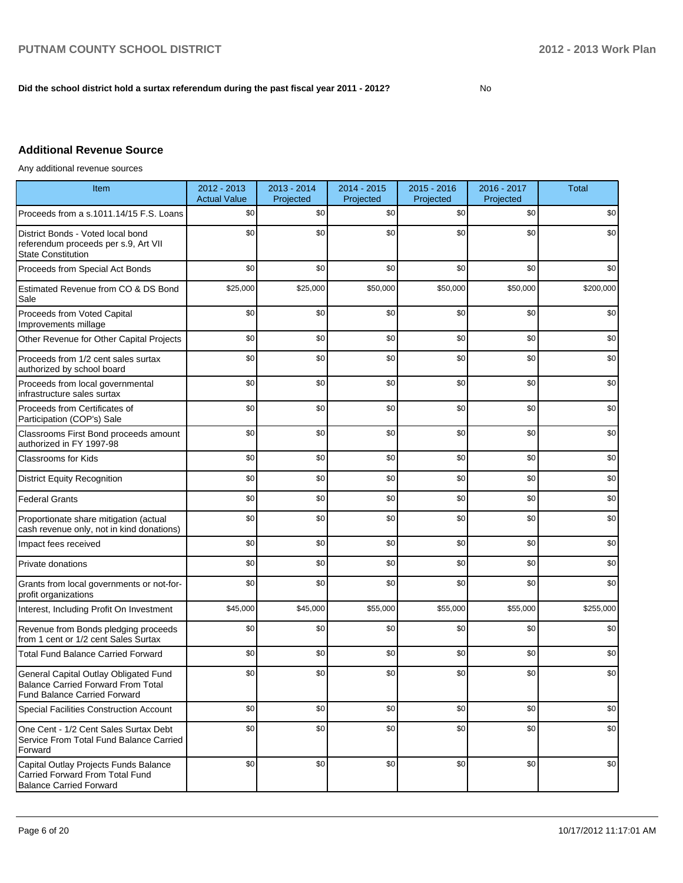**Did the school district hold a surtax referendum during the past fiscal year 2011 - 2012?** No

## Additional Revenue Source

Any additional revenue sources

| Item | 2012 - 2013 Actual Value | 2013 - 2014 Projected | 2014 - 2015 Projected | 2015 - 2016 Projected | 2016 - 2017 Projected | Total |
|---|---|---|---|---|---|---|
| Proceeds from a s.1011.14/15 F.S. Loans | $0 | $0 | $0 | $0 | $0 | $0 |
| District Bonds - Voted local bond referendum proceeds per s.9, Art VII State Constitution | $0 | $0 | $0 | $0 | $0 | $0 |
| Proceeds from Special Act Bonds | $0 | $0 | $0 | $0 | $0 | $0 |
| Estimated Revenue from CO & DS Bond Sale | $25,000 | $25,000 | $50,000 | $50,000 | $50,000 | $200,000 |
| Proceeds from Voted Capital Improvements millage | $0 | $0 | $0 | $0 | $0 | $0 |
| Other Revenue for Other Capital Projects | $0 | $0 | $0 | $0 | $0 | $0 |
| Proceeds from 1/2 cent sales surtax authorized by school board | $0 | $0 | $0 | $0 | $0 | $0 |
| Proceeds from local governmental infrastructure sales surtax | $0 | $0 | $0 | $0 | $0 | $0 |
| Proceeds from Certificates of Participation (COP's) Sale | $0 | $0 | $0 | $0 | $0 | $0 |
| Classrooms First Bond proceeds amount authorized in FY 1997-98 | $0 | $0 | $0 | $0 | $0 | $0 |
| Classrooms for Kids | $0 | $0 | $0 | $0 | $0 | $0 |
| District Equity Recognition | $0 | $0 | $0 | $0 | $0 | $0 |
| Federal Grants | $0 | $0 | $0 | $0 | $0 | $0 |
| Proportionate share mitigation (actual cash revenue only, not in kind donations) | $0 | $0 | $0 | $0 | $0 | $0 |
| Impact fees received | $0 | $0 | $0 | $0 | $0 | $0 |
| Private donations | $0 | $0 | $0 | $0 | $0 | $0 |
| Grants from local governments or not-for-profit organizations | $0 | $0 | $0 | $0 | $0 | $0 |
| Interest, Including Profit On Investment | $45,000 | $45,000 | $55,000 | $55,000 | $55,000 | $255,000 |
| Revenue from Bonds pledging proceeds from 1 cent or 1/2 cent Sales Surtax | $0 | $0 | $0 | $0 | $0 | $0 |
| Total Fund Balance Carried Forward | $0 | $0 | $0 | $0 | $0 | $0 |
| General Capital Outlay Obligated Fund Balance Carried Forward From Total Fund Balance Carried Forward | $0 | $0 | $0 | $0 | $0 | $0 |
| Special Facilities Construction Account | $0 | $0 | $0 | $0 | $0 | $0 |
| One Cent - 1/2 Cent Sales Surtax Debt Service From Total Fund Balance Carried Forward | $0 | $0 | $0 | $0 | $0 | $0 |
| Capital Outlay Projects Funds Balance Carried Forward From Total Fund Balance Carried Forward | $0 | $0 | $0 | $0 | $0 | $0 |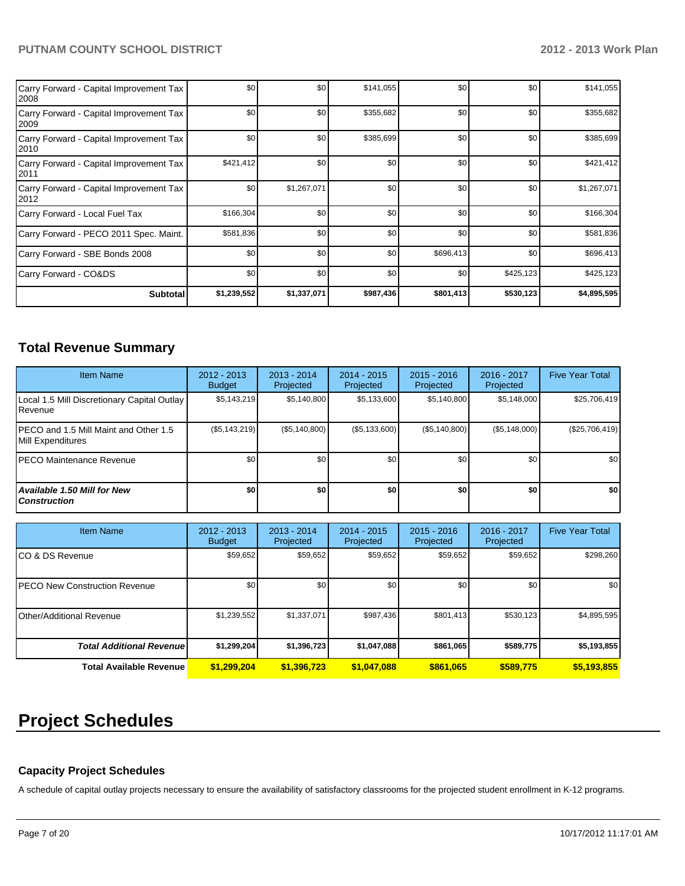| | | | | | | |
|---|---|---|---|---|---|---|
| Carry Forward - Capital Improvement Tax 2008 | $0 | $0 | $141,055 | $0 | $0 | $141,055 |
| Carry Forward - Capital Improvement Tax 2009 | $0 | $0 | $355,682 | $0 | $0 | $355,682 |
| Carry Forward - Capital Improvement Tax 2010 | $0 | $0 | $385,699 | $0 | $0 | $385,699 |
| Carry Forward - Capital Improvement Tax 2011 | $421,412 | $0 | $0 | $0 | $0 | $421,412 |
| Carry Forward - Capital Improvement Tax 2012 | $0 | $1,267,071 | $0 | $0 | $0 | $1,267,071 |
| Carry Forward - Local Fuel Tax | $166,304 | $0 | $0 | $0 | $0 | $166,304 |
| Carry Forward - PECO 2011 Spec. Maint. | $581,836 | $0 | $0 | $0 | $0 | $581,836 |
| Carry Forward - SBE Bonds 2008 | $0 | $0 | $0 | $696,413 | $0 | $696,413 |
| Carry Forward - CO&DS | $0 | $0 | $0 | $0 | $425,123 | $425,123 |
| **Subtotal** | **$1,239,552** | **$1,337,071** | **$987,436** | **$801,413** | **$530,123** | **$4,895,595** |

## Total Revenue Summary

| Item Name | 2012 - 2013 Budget | 2013 - 2014 Projected | 2014 - 2015 Projected | 2015 - 2016 Projected | 2016 - 2017 Projected | Five Year Total |
|---|---|---|---|---|---|---|
| Local 1.5 Mill Discretionary Capital Outlay Revenue | $5,143,219 | $5,140,800 | $5,133,600 | $5,140,800 | $5,148,000 | $25,706,419 |
| PECO and 1.5 Mill Maint and Other 1.5 Mill Expenditures | ($5,143,219) | ($5,140,800) | ($5,133,600) | ($5,140,800) | ($5,148,000) | ($25,706,419) |
| PECO Maintenance Revenue | $0 | $0 | $0 | $0 | $0 | $0 |
| ***Available 1.50 Mill for New Construction*** | **$0** | **$0** | **$0** | **$0** | **$0** | **$0** |

| Item Name | 2012 - 2013 Budget | 2013 - 2014 Projected | 2014 - 2015 Projected | 2015 - 2016 Projected | 2016 - 2017 Projected | Five Year Total |
|---|---|---|---|---|---|---|
| CO & DS Revenue | $59,652 | $59,652 | $59,652 | $59,652 | $59,652 | $298,260 |
| PECO New Construction Revenue | $0 | $0 | $0 | $0 | $0 | $0 |
| Other/Additional Revenue | $1,239,552 | $1,337,071 | $987,436 | $801,413 | $530,123 | $4,895,595 |
| ***Total Additional Revenue*** | **$1,299,204** | **$1,396,723** | **$1,047,088** | **$861,065** | **$589,775** | **$5,193,855** |
| **Total Available Revenue** | **$1,299,204** | **$1,396,723** | **$1,047,088** | **$861,065** | **$589,775** | **$5,193,855** |

# Project Schedules

### Capacity Project Schedules

A schedule of capital outlay projects necessary to ensure the availability of satisfactory classrooms for the projected student enrollment in K-12 programs.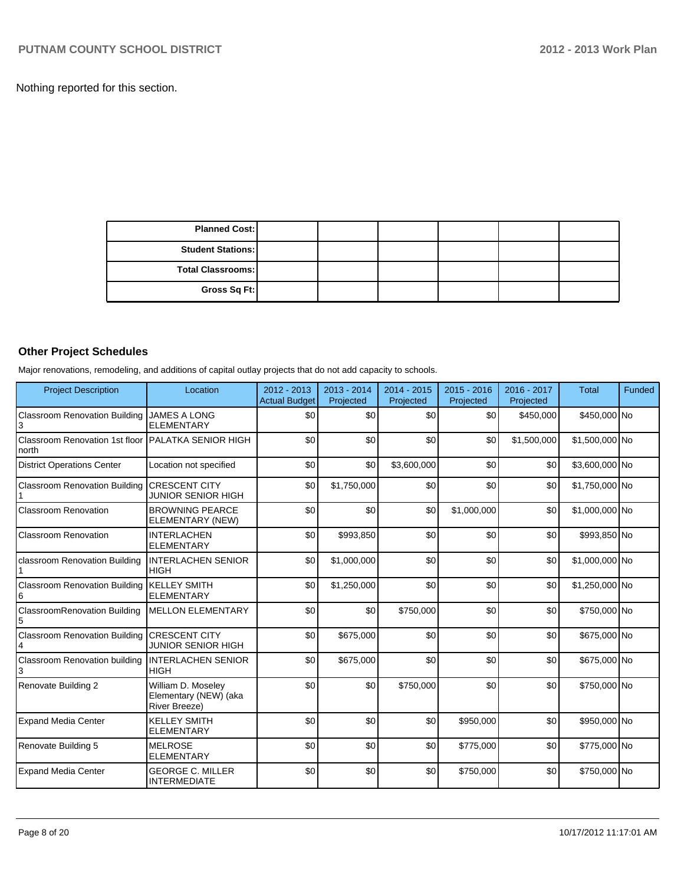Nothing reported for this section.

| Planned Cost: | | | | | | |
|---|---|---|---|---|---|---|
| Student Stations: | | | | | | |
| Total Classrooms: | | | | | | |
| Gross Sq Ft: | | | | | | |

### Other Project Schedules

Major renovations, remodeling, and additions of capital outlay projects that do not add capacity to schools.

| Project Description | Location | 2012 - 2013 Actual Budget | 2013 - 2014 Projected | 2014 - 2015 Projected | 2015 - 2016 Projected | 2016 - 2017 Projected | Total | Funded |
|---|---|---|---|---|---|---|---|---|
| Classroom Renovation Building 3 | JAMES A LONG ELEMENTARY | $0 | $0 | $0 | $0 | $450,000 | $450,000 | No |
| Classroom Renovation 1st floor north | PALATKA SENIOR HIGH | $0 | $0 | $0 | $0 | $1,500,000 | $1,500,000 | No |
| District Operations Center | Location not specified | $0 | $0 | $3,600,000 | $0 | $0 | $3,600,000 | No |
| Classroom Renovation Building 1 | CRESCENT CITY JUNIOR SENIOR HIGH | $0 | $1,750,000 | $0 | $0 | $0 | $1,750,000 | No |
| Classroom Renovation | BROWNING PEARCE ELEMENTARY (NEW) | $0 | $0 | $0 | $1,000,000 | $0 | $1,000,000 | No |
| Classroom Renovation | INTERLACHEN ELEMENTARY | $0 | $993,850 | $0 | $0 | $0 | $993,850 | No |
| classroom Renovation Building 1 | INTERLACHEN SENIOR HIGH | $0 | $1,000,000 | $0 | $0 | $0 | $1,000,000 | No |
| Classroom Renovation Building 6 | KELLEY SMITH ELEMENTARY | $0 | $1,250,000 | $0 | $0 | $0 | $1,250,000 | No |
| ClassroomRenovation Building 5 | MELLON ELEMENTARY | $0 | $0 | $750,000 | $0 | $0 | $750,000 | No |
| Classroom Renovation Building 4 | CRESCENT CITY JUNIOR SENIOR HIGH | $0 | $675,000 | $0 | $0 | $0 | $675,000 | No |
| Classroom Renovation building 3 | INTERLACHEN SENIOR HIGH | $0 | $675,000 | $0 | $0 | $0 | $675,000 | No |
| Renovate Building 2 | William D. Moseley Elementary (NEW) (aka River Breeze) | $0 | $0 | $750,000 | $0 | $0 | $750,000 | No |
| Expand Media Center | KELLEY SMITH ELEMENTARY | $0 | $0 | $0 | $950,000 | $0 | $950,000 | No |
| Renovate Building 5 | MELROSE ELEMENTARY | $0 | $0 | $0 | $775,000 | $0 | $775,000 | No |
| Expand Media Center | GEORGE C. MILLER INTERMEDIATE | $0 | $0 | $0 | $750,000 | $0 | $750,000 | No |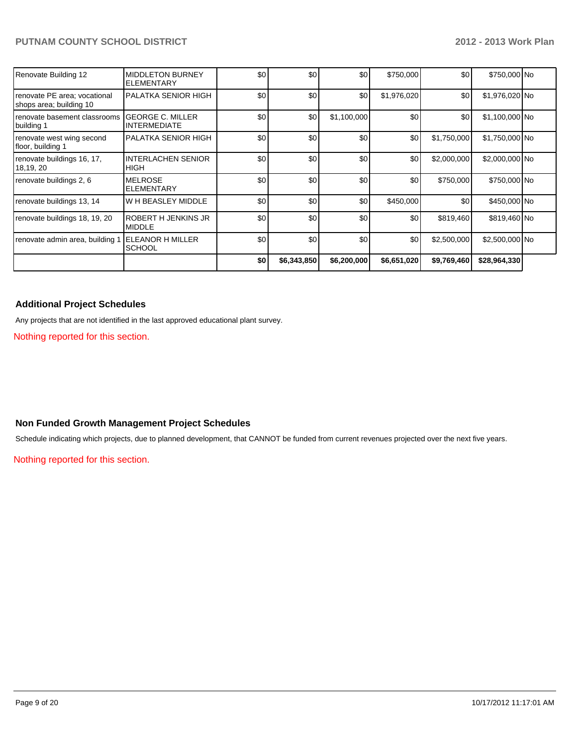| | | | | | | | | |
|---|---|---|---|---|---|---|---|---|
| Renovate Building 12 | MIDDLETON BURNEY ELEMENTARY | $0 | $0 | $0 | $750,000 | $0 | $750,000 | No |
| renovate PE area; vocational shops area; building 10 | PALATKA SENIOR HIGH | $0 | $0 | $0 | $1,976,020 | $0 | $1,976,020 | No |
| renovate basement classrooms building 1 | GEORGE C. MILLER INTERMEDIATE | $0 | $0 | $1,100,000 | $0 | $0 | $1,100,000 | No |
| renovate west wing second floor, building 1 | PALATKA SENIOR HIGH | $0 | $0 | $0 | $0 | $1,750,000 | $1,750,000 | No |
| renovate buildings 16, 17, 18,19, 20 | INTERLACHEN SENIOR HIGH | $0 | $0 | $0 | $0 | $2,000,000 | $2,000,000 | No |
| renovate buildings 2, 6 | MELROSE ELEMENTARY | $0 | $0 | $0 | $0 | $750,000 | $750,000 | No |
| renovate buildings 13, 14 | W H BEASLEY MIDDLE | $0 | $0 | $0 | $450,000 | $0 | $450,000 | No |
| renovate buildings 18, 19, 20 | ROBERT H JENKINS JR MIDDLE | $0 | $0 | $0 | $0 | $819,460 | $819,460 | No |
| renovate admin area, building 1 | ELEANOR H MILLER SCHOOL | $0 | $0 | $0 | $0 | $2,500,000 | $2,500,000 | No |
| | | **$0** | **$6,343,850** | **$6,200,000** | **$6,651,020** | **$9,769,460** | **$28,964,330** | |

### Additional Project Schedules

Any projects that are not identified in the last approved educational plant survey.

Nothing reported for this section.

### Non Funded Growth Management Project Schedules

Schedule indicating which projects, due to planned development, that CANNOT be funded from current revenues projected over the next five years.

Nothing reported for this section.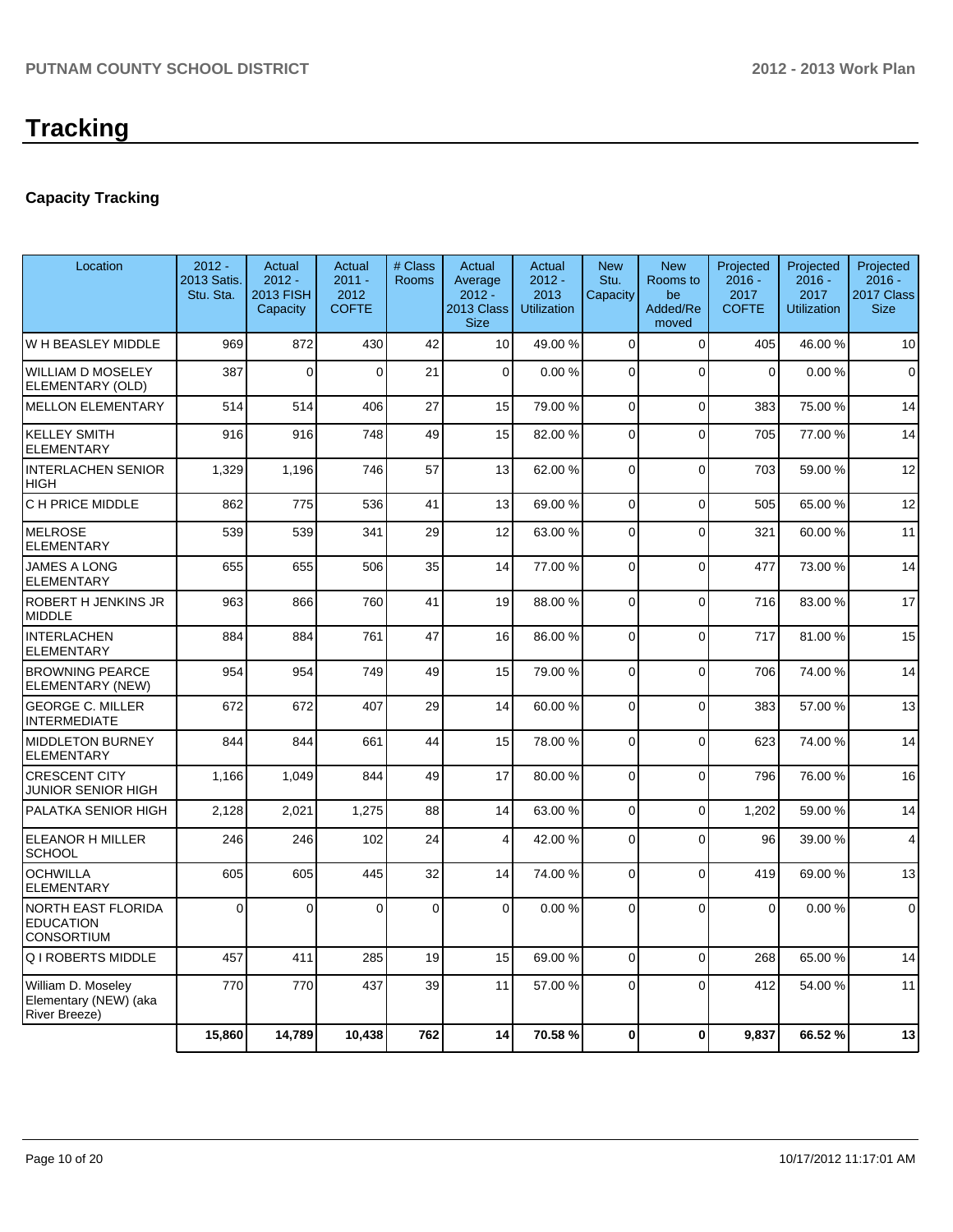# Tracking

## Capacity Tracking

| Location | 2012 - 2013 Satis. Stu. Sta. | Actual 2012 - 2013 FISH Capacity | Actual 2011 - 2012 COFTE | # Class Rooms | Actual Average 2012 - 2013 Class Size | Actual 2012 - 2013 Utilization | New Stu. Capacity | New Rooms to be Added/Removed | Projected 2016 - 2017 COFTE | Projected 2016 - 2017 Utilization | Projected 2016 - 2017 Class Size |
|---|---|---|---|---|---|---|---|---|---|---|---|
| W H BEASLEY MIDDLE | 969 | 872 | 430 | 42 | 10 | 49.00 % | 0 | 0 | 405 | 46.00 % | 10 |
| WILLIAM D MOSELEY ELEMENTARY (OLD) | 387 | 0 | 0 | 21 | 0 | 0.00 % | 0 | 0 | 0 | 0.00 % | 0 |
| MELLON ELEMENTARY | 514 | 514 | 406 | 27 | 15 | 79.00 % | 0 | 0 | 383 | 75.00 % | 14 |
| KELLEY SMITH ELEMENTARY | 916 | 916 | 748 | 49 | 15 | 82.00 % | 0 | 0 | 705 | 77.00 % | 14 |
| INTERLACHEN SENIOR HIGH | 1,329 | 1,196 | 746 | 57 | 13 | 62.00 % | 0 | 0 | 703 | 59.00 % | 12 |
| C H PRICE MIDDLE | 862 | 775 | 536 | 41 | 13 | 69.00 % | 0 | 0 | 505 | 65.00 % | 12 |
| MELROSE ELEMENTARY | 539 | 539 | 341 | 29 | 12 | 63.00 % | 0 | 0 | 321 | 60.00 % | 11 |
| JAMES A LONG ELEMENTARY | 655 | 655 | 506 | 35 | 14 | 77.00 % | 0 | 0 | 477 | 73.00 % | 14 |
| ROBERT H JENKINS JR MIDDLE | 963 | 866 | 760 | 41 | 19 | 88.00 % | 0 | 0 | 716 | 83.00 % | 17 |
| INTERLACHEN ELEMENTARY | 884 | 884 | 761 | 47 | 16 | 86.00 % | 0 | 0 | 717 | 81.00 % | 15 |
| BROWNING PEARCE ELEMENTARY (NEW) | 954 | 954 | 749 | 49 | 15 | 79.00 % | 0 | 0 | 706 | 74.00 % | 14 |
| GEORGE C. MILLER INTERMEDIATE | 672 | 672 | 407 | 29 | 14 | 60.00 % | 0 | 0 | 383 | 57.00 % | 13 |
| MIDDLETON BURNEY ELEMENTARY | 844 | 844 | 661 | 44 | 15 | 78.00 % | 0 | 0 | 623 | 74.00 % | 14 |
| CRESCENT CITY JUNIOR SENIOR HIGH | 1,166 | 1,049 | 844 | 49 | 17 | 80.00 % | 0 | 0 | 796 | 76.00 % | 16 |
| PALATKA SENIOR HIGH | 2,128 | 2,021 | 1,275 | 88 | 14 | 63.00 % | 0 | 0 | 1,202 | 59.00 % | 14 |
| ELEANOR H MILLER SCHOOL | 246 | 246 | 102 | 24 | 4 | 42.00 % | 0 | 0 | 96 | 39.00 % | 4 |
| OCHWILLA ELEMENTARY | 605 | 605 | 445 | 32 | 14 | 74.00 % | 0 | 0 | 419 | 69.00 % | 13 |
| NORTH EAST FLORIDA EDUCATION CONSORTIUM | 0 | 0 | 0 | 0 | 0 | 0.00 % | 0 | 0 | 0 | 0.00 % | 0 |
| Q I ROBERTS MIDDLE | 457 | 411 | 285 | 19 | 15 | 69.00 % | 0 | 0 | 268 | 65.00 % | 14 |
| William D. Moseley Elementary (NEW) (aka River Breeze) | 770 | 770 | 437 | 39 | 11 | 57.00 % | 0 | 0 | 412 | 54.00 % | 11 |
| | **15,860** | **14,789** | **10,438** | **762** | **14** | **70.58 %** | **0** | **0** | **9,837** | **66.52 %** | **13** |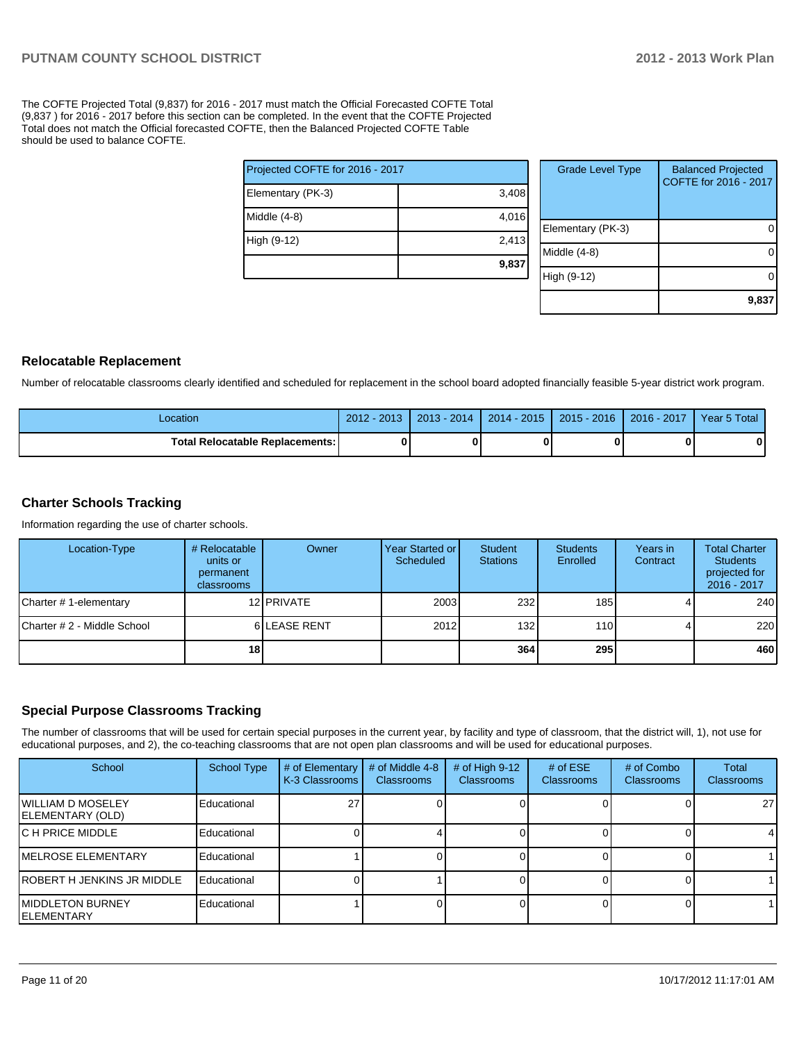The COFTE Projected Total (9,837) for 2016 - 2017 must match the Official Forecasted COFTE Total (9,837 ) for 2016 - 2017 before this section can be completed. In the event that the COFTE Projected Total does not match the Official forecasted COFTE, then the Balanced Projected COFTE Table should be used to balance COFTE.

| Projected COFTE for 2016 - 2017 | |
|---|---|
| Elementary (PK-3) | 3,408 |
| Middle (4-8) | 4,016 |
| High (9-12) | 2,413 |
| | **9,837** |

| Grade Level Type | Balanced Projected COFTE for 2016 - 2017 |
|---|---|
| Elementary (PK-3) | 0 |
| Middle (4-8) | 0 |
| High (9-12) | 0 |
| | **9,837** |

## Relocatable Replacement

Number of relocatable classrooms clearly identified and scheduled for replacement in the school board adopted financially feasible 5-year district work program.

| Location | 2012 - 2013 | 2013 - 2014 | 2014 - 2015 | 2015 - 2016 | 2016 - 2017 | Year 5 Total |
|---|---|---|---|---|---|---|
| **Total Relocatable Replacements:** | **0** | **0** | **0** | **0** | **0** | **0** |

## Charter Schools Tracking

Information regarding the use of charter schools.

| Location-Type | # Relocatable units or permanent classrooms | Owner | Year Started or Scheduled | Student Stations | Students Enrolled | Years in Contract | Total Charter Students projected for 2016 - 2017 |
|---|---|---|---|---|---|---|---|
| Charter # 1-elementary | 12 | PRIVATE | 2003 | 232 | 185 | 4 | 240 |
| Charter # 2 - Middle School | 6 | LEASE RENT | 2012 | 132 | 110 | 4 | 220 |
| | **18** | | | **364** | **295** | | **460** |

## Special Purpose Classrooms Tracking

The number of classrooms that will be used for certain special purposes in the current year, by facility and type of classroom, that the district will, 1), not use for educational purposes, and 2), the co-teaching classrooms that are not open plan classrooms and will be used for educational purposes.

| School | School Type | # of Elementary K-3 Classrooms | # of Middle 4-8 Classrooms | # of High 9-12 Classrooms | # of ESE Classrooms | # of Combo Classrooms | Total Classrooms |
|---|---|---|---|---|---|---|---|
| WILLIAM D MOSELEY ELEMENTARY (OLD) | Educational | 27 | 0 | 0 | 0 | 0 | 27 |
| C H PRICE MIDDLE | Educational | 0 | 4 | 0 | 0 | 0 | 4 |
| MELROSE ELEMENTARY | Educational | 1 | 0 | 0 | 0 | 0 | 1 |
| ROBERT H JENKINS JR MIDDLE | Educational | 0 | 1 | 0 | 0 | 0 | 1 |
| MIDDLETON BURNEY ELEMENTARY | Educational | 1 | 0 | 0 | 0 | 0 | 1 |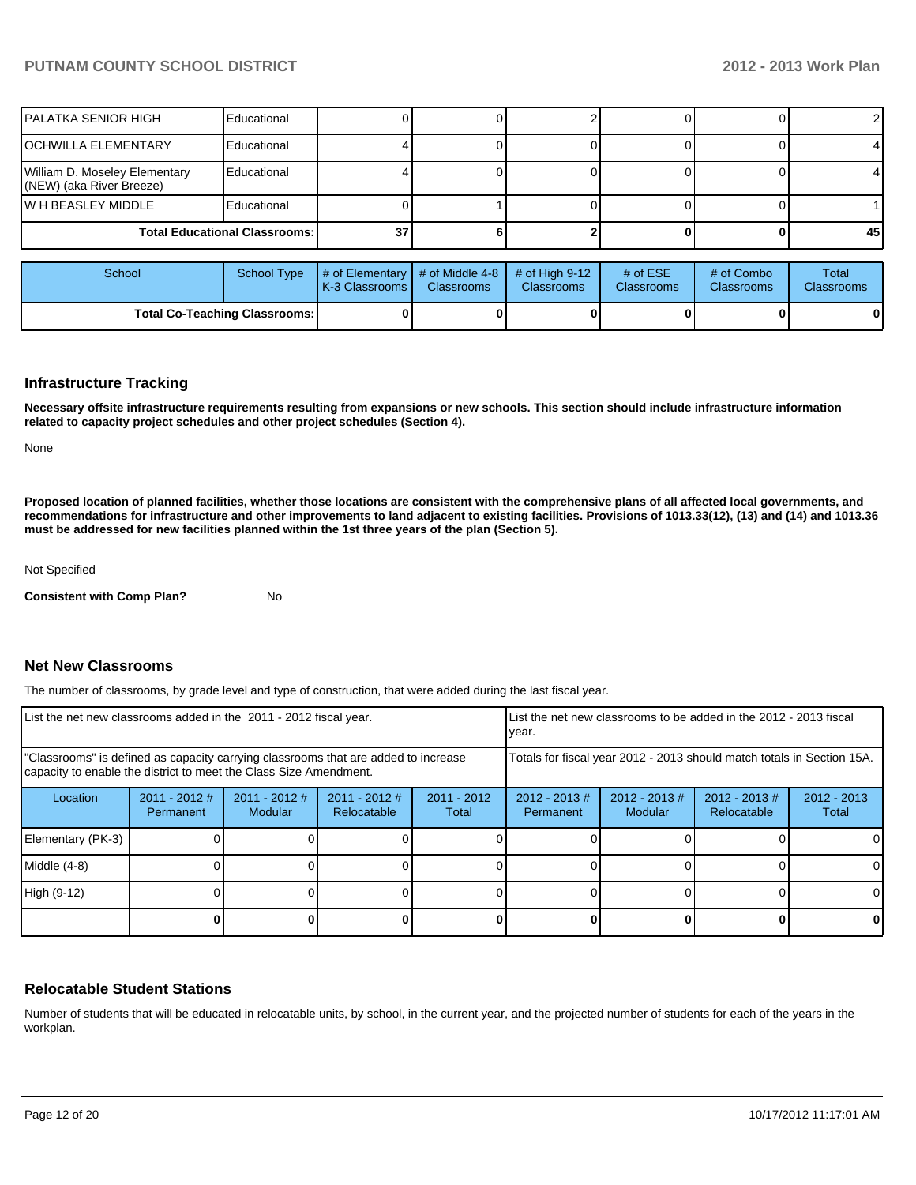| School | School Type | # of Elementary K-3 Classrooms | # of Middle 4-8 Classrooms | # of High 9-12 Classrooms | # of ESE Classrooms | # of Combo Classrooms | Total Classrooms |
|---|---|---|---|---|---|---|---|
| PALATKA SENIOR HIGH | Educational | 0 | 0 | 2 | 0 | 0 | 2 |
| OCHWILLA ELEMENTARY | Educational | 4 | 0 | 0 | 0 | 0 | 4 |
| William D. Moseley Elementary (NEW) (aka River Breeze) | Educational | 4 | 0 | 0 | 0 | 0 | 4 |
| W H BEASLEY MIDDLE | Educational | 0 | 1 | 0 | 0 | 0 | 1 |
| **Total Educational Classrooms:** | | **37** | **6** | **2** | **0** | **0** | **45** |

| School | School Type | # of Elementary K-3 Classrooms | # of Middle 4-8 Classrooms | # of High 9-12 Classrooms | # of ESE Classrooms | # of Combo Classrooms | Total Classrooms |
|---|---|---|---|---|---|---|---|
| **Total Co-Teaching Classrooms:** | | **0** | **0** | **0** | **0** | **0** | **0** |

## Infrastructure Tracking

**Necessary offsite infrastructure requirements resulting from expansions or new schools. This section should include infrastructure information related to capacity project schedules and other project schedules (Section 4).**

None

**Proposed location of planned facilities, whether those locations are consistent with the comprehensive plans of all affected local governments, and recommendations for infrastructure and other improvements to land adjacent to existing facilities. Provisions of 1013.33(12), (13) and (14) and 1013.36 must be addressed for new facilities planned within the 1st three years of the plan (Section 5).**

Not Specified

**Consistent with Comp Plan?** No

## Net New Classrooms

The number of classrooms, by grade level and type of construction, that were added during the last fiscal year.

| List the net new classrooms added in the 2011 - 2012 fiscal year. | | | | | List the net new classrooms to be added in the 2012 - 2013 fiscal year. | | | |
|---|---|---|---|---|---|---|---|---|
| "Classrooms" is defined as capacity carrying classrooms that are added to increase capacity to enable the district to meet the Class Size Amendment. | | | | | Totals for fiscal year 2012 - 2013 should match totals in Section 15A. | | | |
| Location | 2011 - 2012 # Permanent | 2011 - 2012 # Modular | 2011 - 2012 # Relocatable | 2011 - 2012 Total | 2012 - 2013 # Permanent | 2012 - 2013 # Modular | 2012 - 2013 # Relocatable | 2012 - 2013 Total |
| Elementary (PK-3) | 0 | 0 | 0 | 0 | 0 | 0 | 0 | 0 |
| Middle (4-8) | 0 | 0 | 0 | 0 | 0 | 0 | 0 | 0 |
| High (9-12) | 0 | 0 | 0 | 0 | 0 | 0 | 0 | 0 |
| | **0** | **0** | **0** | **0** | **0** | **0** | **0** | **0** |

## Relocatable Student Stations

Number of students that will be educated in relocatable units, by school, in the current year, and the projected number of students for each of the years in the workplan.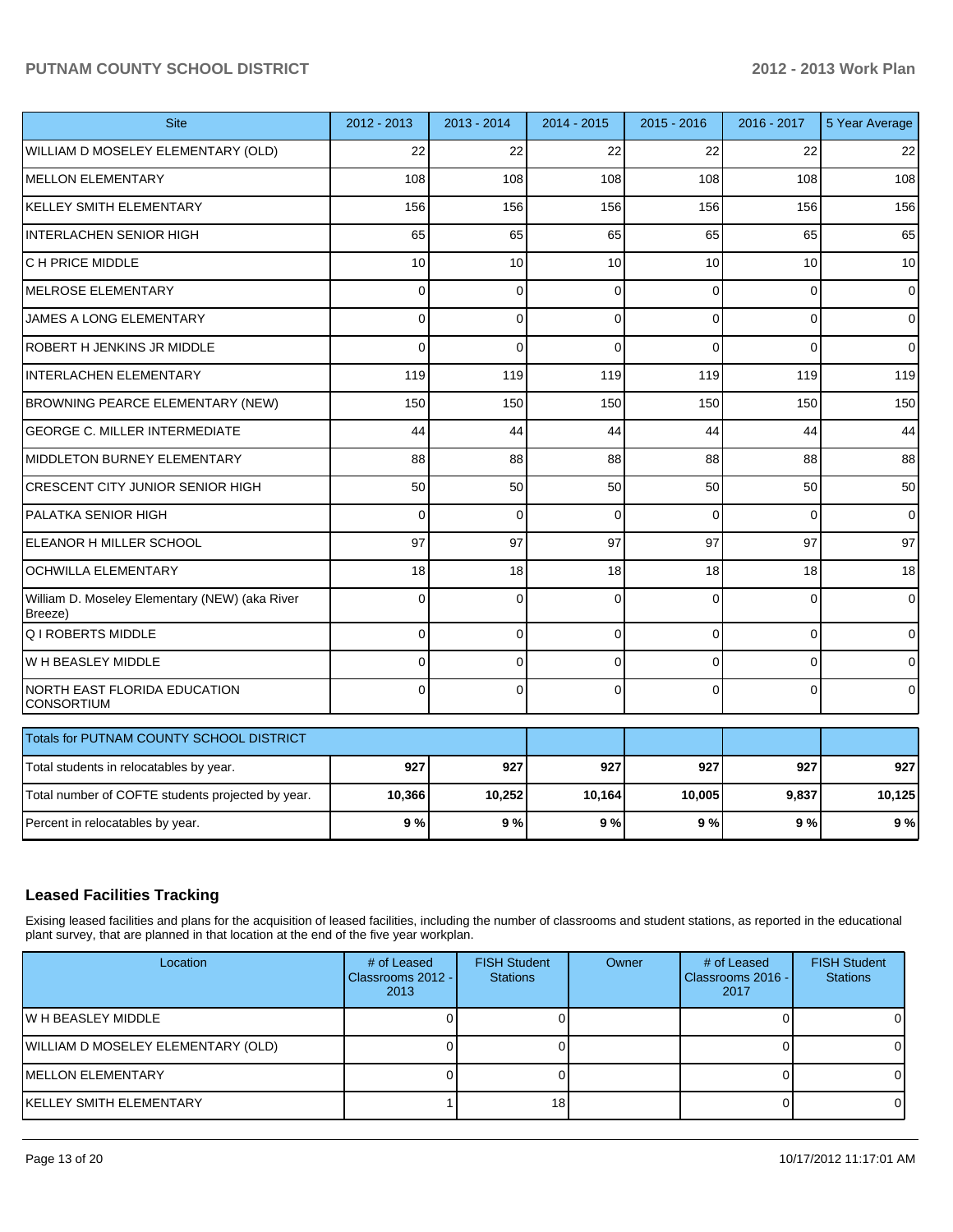| Site | 2012 - 2013 | 2013 - 2014 | 2014 - 2015 | 2015 - 2016 | 2016 - 2017 | 5 Year Average |
|---|---|---|---|---|---|---|
| WILLIAM D MOSELEY ELEMENTARY (OLD) | 22 | 22 | 22 | 22 | 22 | 22 |
| MELLON ELEMENTARY | 108 | 108 | 108 | 108 | 108 | 108 |
| KELLEY SMITH ELEMENTARY | 156 | 156 | 156 | 156 | 156 | 156 |
| INTERLACHEN SENIOR HIGH | 65 | 65 | 65 | 65 | 65 | 65 |
| C H PRICE MIDDLE | 10 | 10 | 10 | 10 | 10 | 10 |
| MELROSE ELEMENTARY | 0 | 0 | 0 | 0 | 0 | 0 |
| JAMES A LONG ELEMENTARY | 0 | 0 | 0 | 0 | 0 | 0 |
| ROBERT H JENKINS JR MIDDLE | 0 | 0 | 0 | 0 | 0 | 0 |
| INTERLACHEN ELEMENTARY | 119 | 119 | 119 | 119 | 119 | 119 |
| BROWNING PEARCE ELEMENTARY (NEW) | 150 | 150 | 150 | 150 | 150 | 150 |
| GEORGE C. MILLER INTERMEDIATE | 44 | 44 | 44 | 44 | 44 | 44 |
| MIDDLETON BURNEY ELEMENTARY | 88 | 88 | 88 | 88 | 88 | 88 |
| CRESCENT CITY JUNIOR SENIOR HIGH | 50 | 50 | 50 | 50 | 50 | 50 |
| PALATKA SENIOR HIGH | 0 | 0 | 0 | 0 | 0 | 0 |
| ELEANOR H MILLER SCHOOL | 97 | 97 | 97 | 97 | 97 | 97 |
| OCHWILLA ELEMENTARY | 18 | 18 | 18 | 18 | 18 | 18 |
| William D. Moseley Elementary (NEW) (aka River Breeze) | 0 | 0 | 0 | 0 | 0 | 0 |
| Q I ROBERTS MIDDLE | 0 | 0 | 0 | 0 | 0 | 0 |
| W H BEASLEY MIDDLE | 0 | 0 | 0 | 0 | 0 | 0 |
| NORTH EAST FLORIDA EDUCATION CONSORTIUM | 0 | 0 | 0 | 0 | 0 | 0 |

| Totals for PUTNAM COUNTY SCHOOL DISTRICT | | | | | | |
|---|---|---|---|---|---|---|
| Total students in relocatables by year. | **927** | **927** | **927** | **927** | **927** | **927** |
| Total number of COFTE students projected by year. | **10,366** | **10,252** | **10,164** | **10,005** | **9,837** | **10,125** |
| Percent in relocatables by year. | **9 %** | **9 %** | **9 %** | **9 %** | **9 %** | **9 %** |

## Leased Facilities Tracking

Exising leased facilities and plans for the acquisition of leased facilities, including the number of classrooms and student stations, as reported in the educational plant survey, that are planned in that location at the end of the five year workplan.

| Location | # of Leased Classrooms 2012 - 2013 | FISH Student Stations | Owner | # of Leased Classrooms 2016 - 2017 | FISH Student Stations |
|---|---|---|---|---|---|
| W H BEASLEY MIDDLE | 0 | 0 | | 0 | 0 |
| WILLIAM D MOSELEY ELEMENTARY (OLD) | 0 | 0 | | 0 | 0 |
| MELLON ELEMENTARY | 0 | 0 | | 0 | 0 |
| KELLEY SMITH ELEMENTARY | 1 | 18 | | 0 | 0 |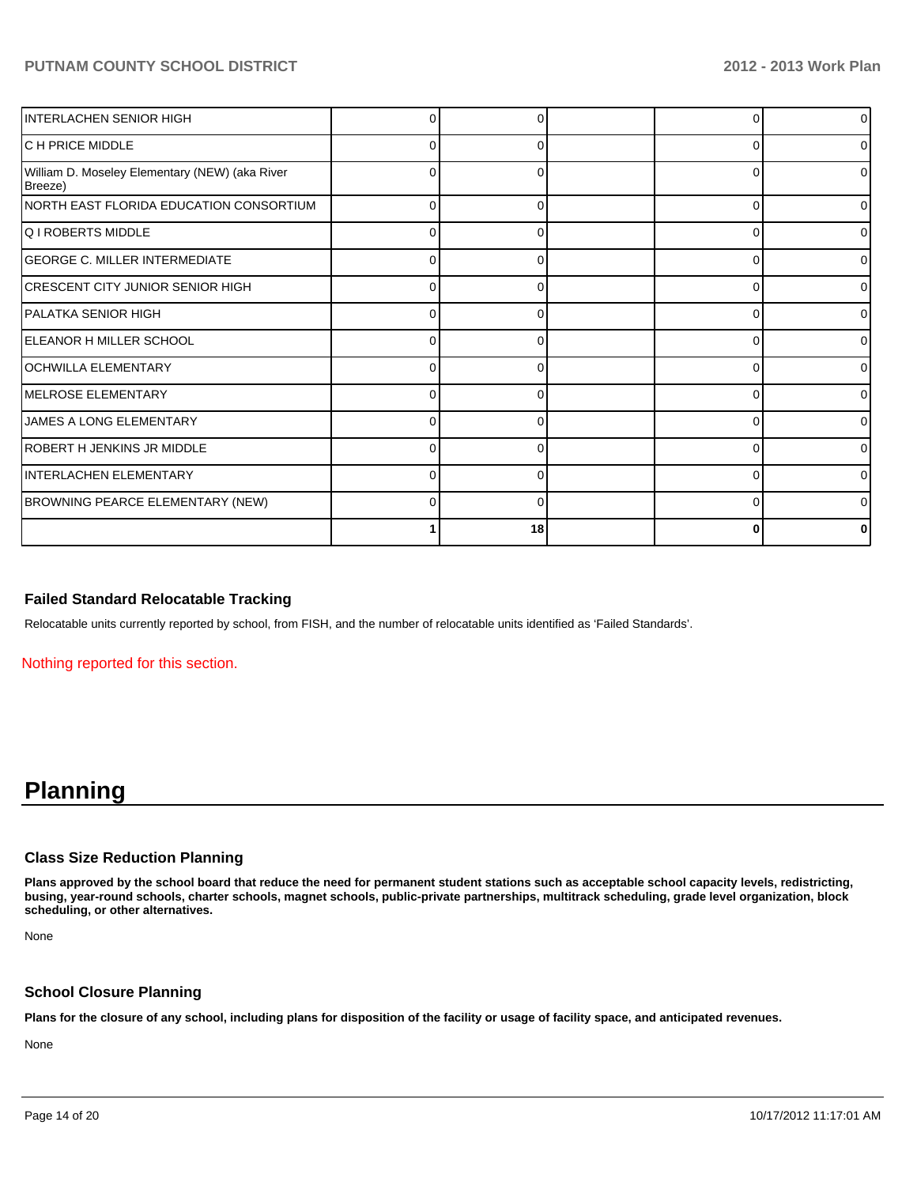| | | | | | |
|---|---|---|---|---|---|
| INTERLACHEN SENIOR HIGH | 0 | 0 | | 0 | 0 |
| C H PRICE MIDDLE | 0 | 0 | | 0 | 0 |
| William D. Moseley Elementary (NEW) (aka River Breeze) | 0 | 0 | | 0 | 0 |
| NORTH EAST FLORIDA EDUCATION CONSORTIUM | 0 | 0 | | 0 | 0 |
| Q I ROBERTS MIDDLE | 0 | 0 | | 0 | 0 |
| GEORGE C. MILLER INTERMEDIATE | 0 | 0 | | 0 | 0 |
| CRESCENT CITY JUNIOR SENIOR HIGH | 0 | 0 | | 0 | 0 |
| PALATKA SENIOR HIGH | 0 | 0 | | 0 | 0 |
| ELEANOR H MILLER SCHOOL | 0 | 0 | | 0 | 0 |
| OCHWILLA ELEMENTARY | 0 | 0 | | 0 | 0 |
| MELROSE ELEMENTARY | 0 | 0 | | 0 | 0 |
| JAMES A LONG ELEMENTARY | 0 | 0 | | 0 | 0 |
| ROBERT H JENKINS JR MIDDLE | 0 | 0 | | 0 | 0 |
| INTERLACHEN ELEMENTARY | 0 | 0 | | 0 | 0 |
| BROWNING PEARCE ELEMENTARY (NEW) | 0 | 0 | | 0 | 0 |
| | **1** | **18** | | **0** | **0** |

### Failed Standard Relocatable Tracking

Relocatable units currently reported by school, from FISH, and the number of relocatable units identified as 'Failed Standards'.

Nothing reported for this section.

# Planning

### Class Size Reduction Planning

**Plans approved by the school board that reduce the need for permanent student stations such as acceptable school capacity levels, redistricting, busing, year-round schools, charter schools, magnet schools, public-private partnerships, multitrack scheduling, grade level organization, block scheduling, or other alternatives.**

None

### School Closure Planning

**Plans for the closure of any school, including plans for disposition of the facility or usage of facility space, and anticipated revenues.**

None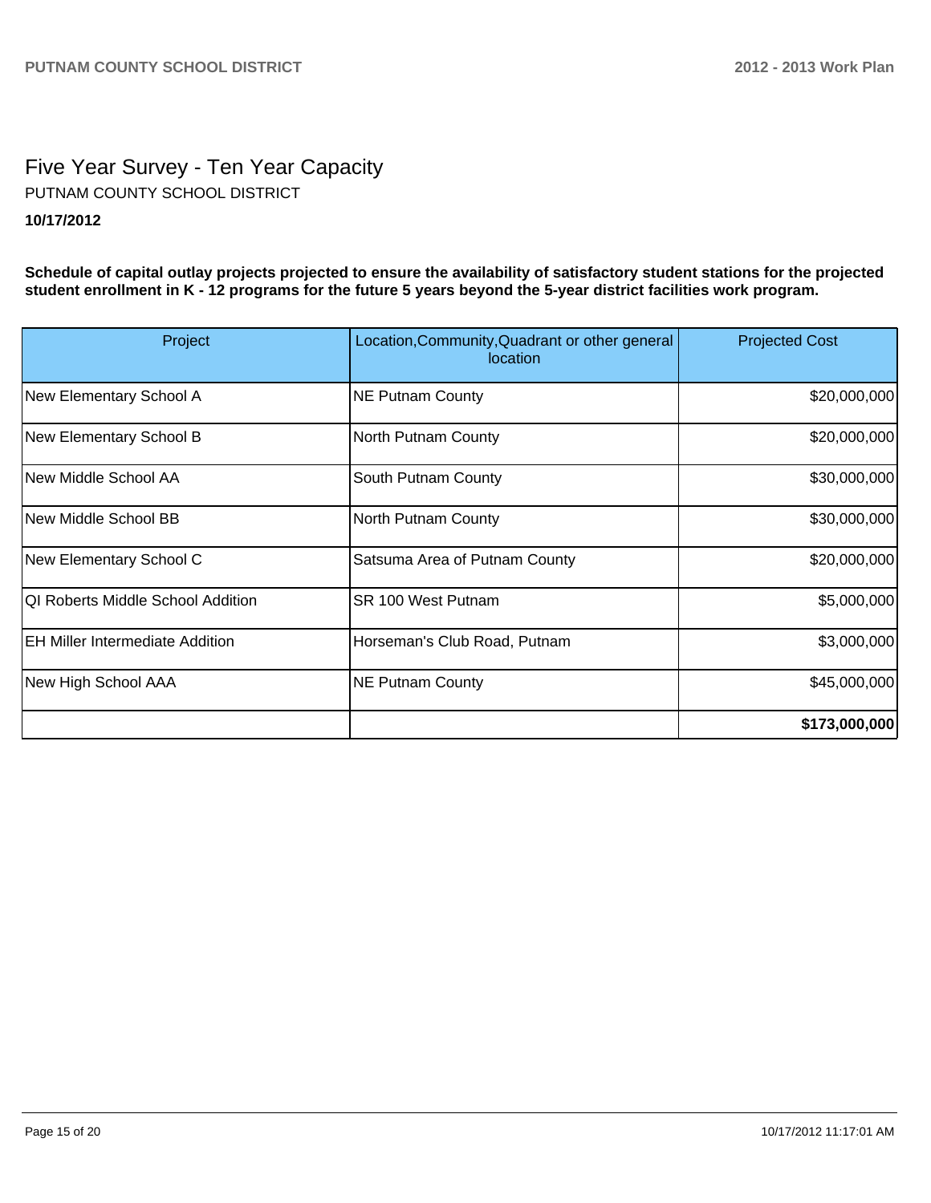# Five Year Survey - Ten Year Capacity

PUTNAM COUNTY SCHOOL DISTRICT

**10/17/2012**

**Schedule of capital outlay projects projected to ensure the availability of satisfactory student stations for the projected student enrollment in K - 12 programs for the future 5 years beyond the 5-year district facilities work program.**

| Project | Location,Community,Quadrant or other general location | Projected Cost |
|---|---|---|
| New Elementary School A | NE Putnam County | $20,000,000 |
| New Elementary School B | North Putnam County | $20,000,000 |
| New Middle School AA | South Putnam County | $30,000,000 |
| New Middle School BB | North Putnam County | $30,000,000 |
| New Elementary School C | Satsuma Area of Putnam County | $20,000,000 |
| QI Roberts Middle School Addition | SR 100 West Putnam | $5,000,000 |
| EH Miller Intermediate Addition | Horseman's Club Road, Putnam | $3,000,000 |
| New High School AAA | NE Putnam County | $45,000,000 |
| | | **$173,000,000** |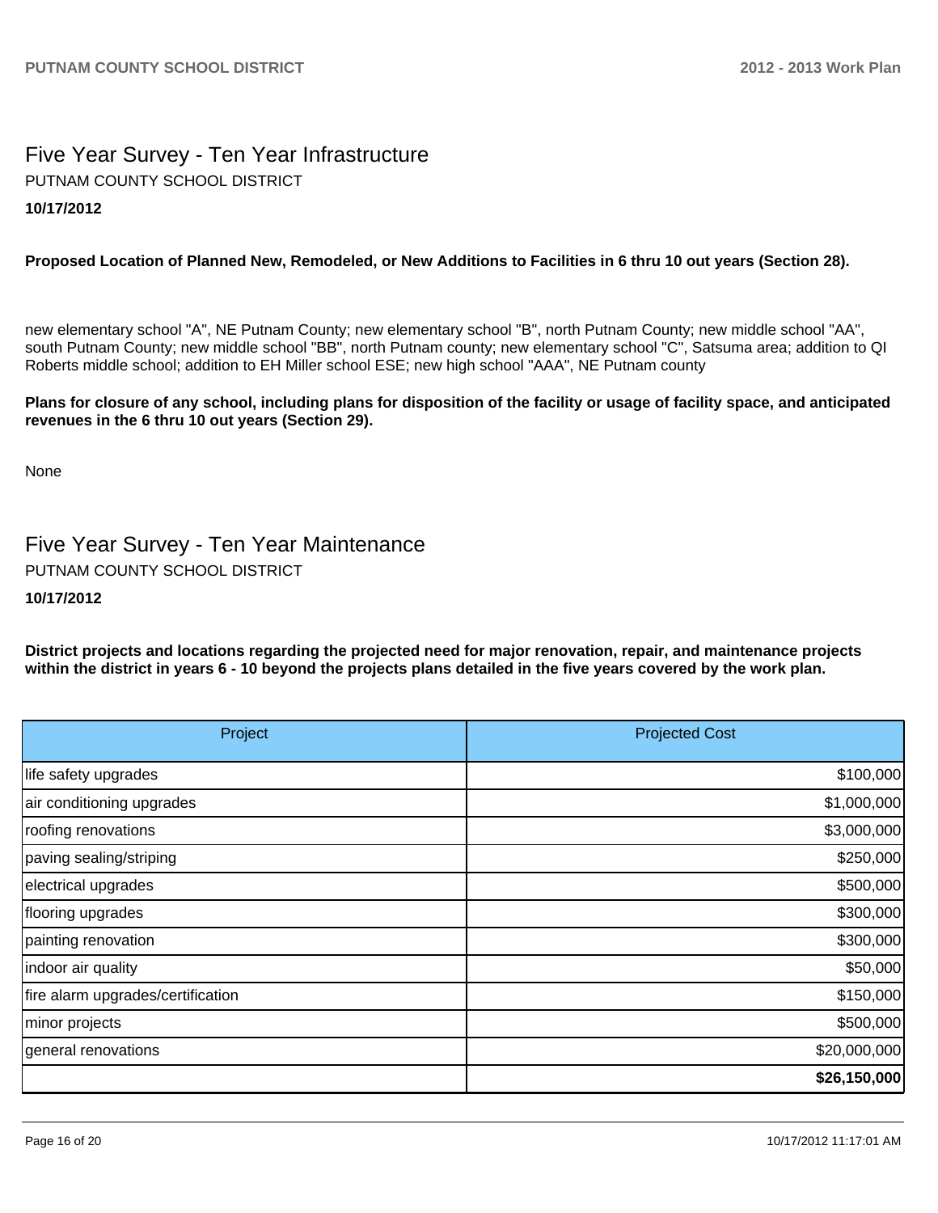## Five Year Survey - Ten Year Infrastructure

PUTNAM COUNTY SCHOOL DISTRICT

**10/17/2012**

**Proposed Location of Planned New, Remodeled, or New Additions to Facilities in 6 thru 10 out years (Section 28).**

new elementary school "A", NE Putnam County; new elementary school "B", north Putnam County; new middle school "AA", south Putnam County; new middle school "BB", north Putnam county; new elementary school "C", Satsuma area; addition to QI Roberts middle school; addition to EH Miller school ESE; new high school "AAA", NE Putnam county

**Plans for closure of any school, including plans for disposition of the facility or usage of facility space, and anticipated revenues in the 6 thru 10 out years (Section 29).**

None

## Five Year Survey - Ten Year Maintenance

PUTNAM COUNTY SCHOOL DISTRICT

**10/17/2012**

**District projects and locations regarding the projected need for major renovation, repair, and maintenance projects within the district in years 6 - 10 beyond the projects plans detailed in the five years covered by the work plan.**

| Project | Projected Cost |
|---|---:|
| life safety upgrades | $100,000 |
| air conditioning upgrades | $1,000,000 |
| roofing renovations | $3,000,000 |
| paving sealing/striping | $250,000 |
| electrical upgrades | $500,000 |
| flooring upgrades | $300,000 |
| painting renovation | $300,000 |
| indoor air quality | $50,000 |
| fire alarm upgrades/certification | $150,000 |
| minor projects | $500,000 |
| general renovations | $20,000,000 |
| | **$26,150,000** |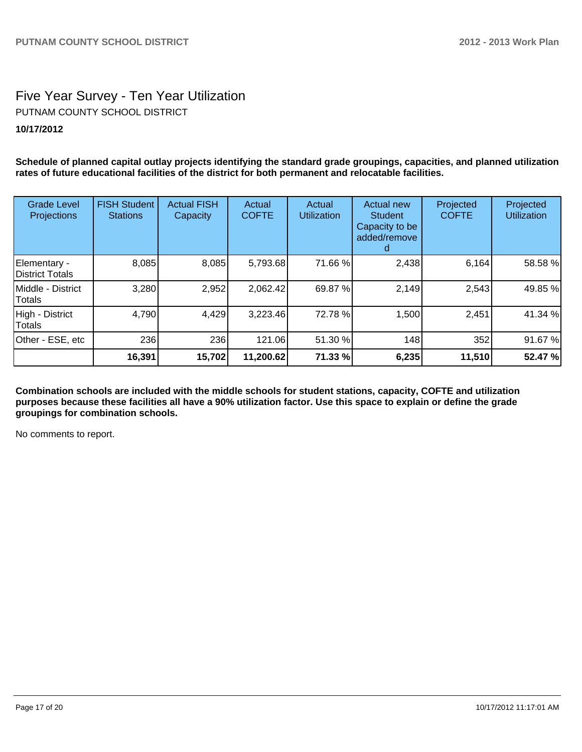# Five Year Survey - Ten Year Utilization

PUTNAM COUNTY SCHOOL DISTRICT

**10/17/2012**

**Schedule of planned capital outlay projects identifying the standard grade groupings, capacities, and planned utilization rates of future educational facilities of the district for both permanent and relocatable facilities.**

| Grade Level Projections | FISH Student Stations | Actual FISH Capacity | Actual COFTE | Actual Utilization | Actual new Student Capacity to be added/removed | Projected COFTE | Projected Utilization |
|---|---|---|---|---|---|---|---|
| Elementary - District Totals | 8,085 | 8,085 | 5,793.68 | 71.66 % | 2,438 | 6,164 | 58.58 % |
| Middle - District Totals | 3,280 | 2,952 | 2,062.42 | 69.87 % | 2,149 | 2,543 | 49.85 % |
| High - District Totals | 4,790 | 4,429 | 3,223.46 | 72.78 % | 1,500 | 2,451 | 41.34 % |
| Other - ESE, etc | 236 | 236 | 121.06 | 51.30 % | 148 | 352 | 91.67 % |
| | **16,391** | **15,702** | **11,200.62** | **71.33 %** | **6,235** | **11,510** | **52.47 %** |

**Combination schools are included with the middle schools for student stations, capacity, COFTE and utilization purposes because these facilities all have a 90% utilization factor. Use this space to explain or define the grade groupings for combination schools.**

No comments to report.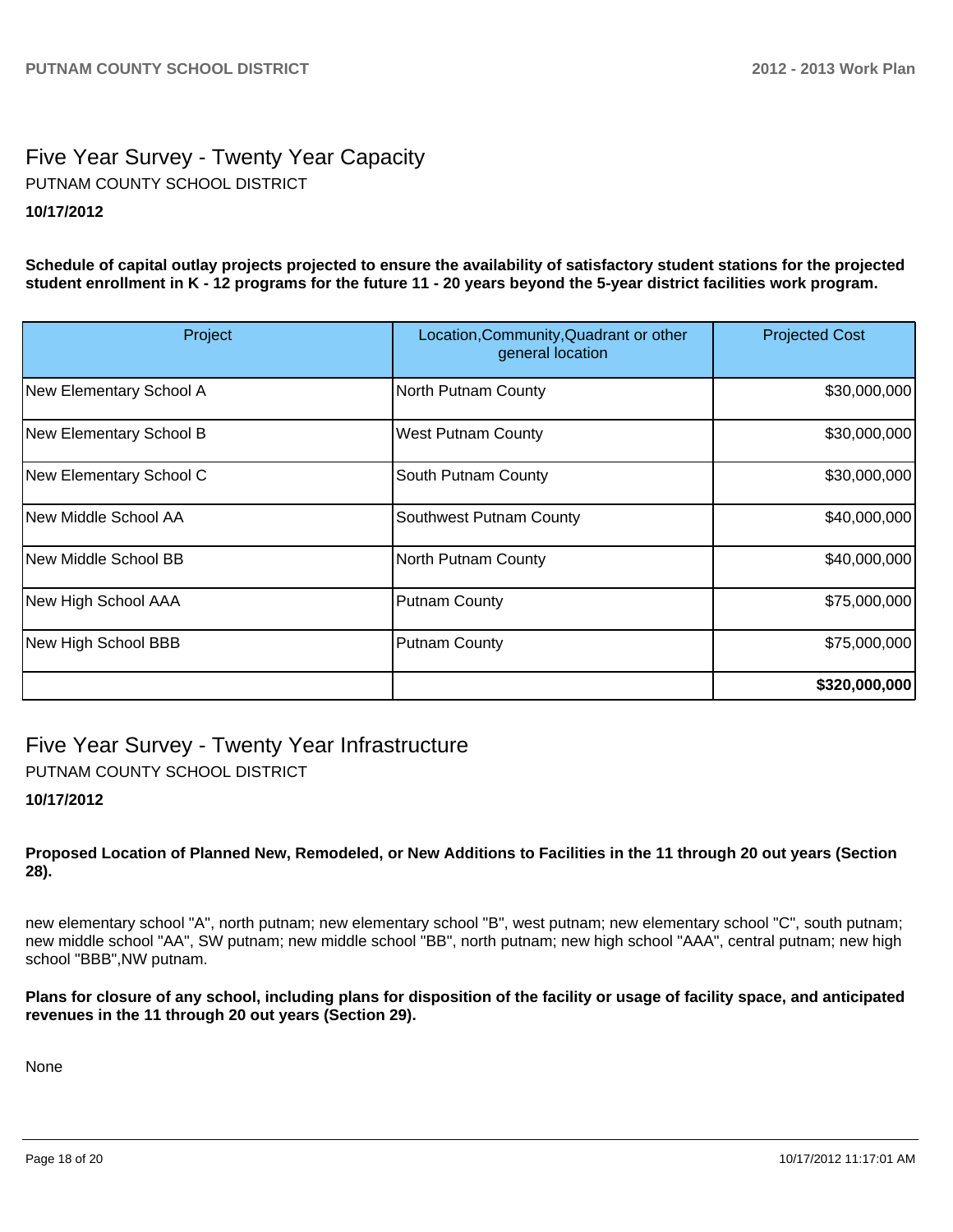## Five Year Survey - Twenty Year Capacity

PUTNAM COUNTY SCHOOL DISTRICT

**10/17/2012**

**Schedule of capital outlay projects projected to ensure the availability of satisfactory student stations for the projected student enrollment in K - 12 programs for the future 11 - 20 years beyond the 5-year district facilities work program.**

| Project | Location,Community,Quadrant or other general location | Projected Cost |
|---|---|---|
| New Elementary School A | North Putnam County | $30,000,000 |
| New Elementary School B | West Putnam County | $30,000,000 |
| New Elementary School C | South Putnam County | $30,000,000 |
| New Middle School AA | Southwest Putnam County | $40,000,000 |
| New Middle School BB | North Putnam County | $40,000,000 |
| New High School AAA | Putnam County | $75,000,000 |
| New High School BBB | Putnam County | $75,000,000 |
| | | **$320,000,000** |

## Five Year Survey - Twenty Year Infrastructure

PUTNAM COUNTY SCHOOL DISTRICT

**10/17/2012**

**Proposed Location of Planned New, Remodeled, or New Additions to Facilities in the 11 through 20 out years (Section 28).**

new elementary school "A", north putnam; new elementary school "B", west putnam; new elementary school "C", south putnam; new middle school "AA", SW putnam; new middle school "BB", north putnam; new high school "AAA", central putnam; new high school "BBB",NW putnam.

**Plans for closure of any school, including plans for disposition of the facility or usage of facility space, and anticipated revenues in the 11 through 20 out years (Section 29).**

None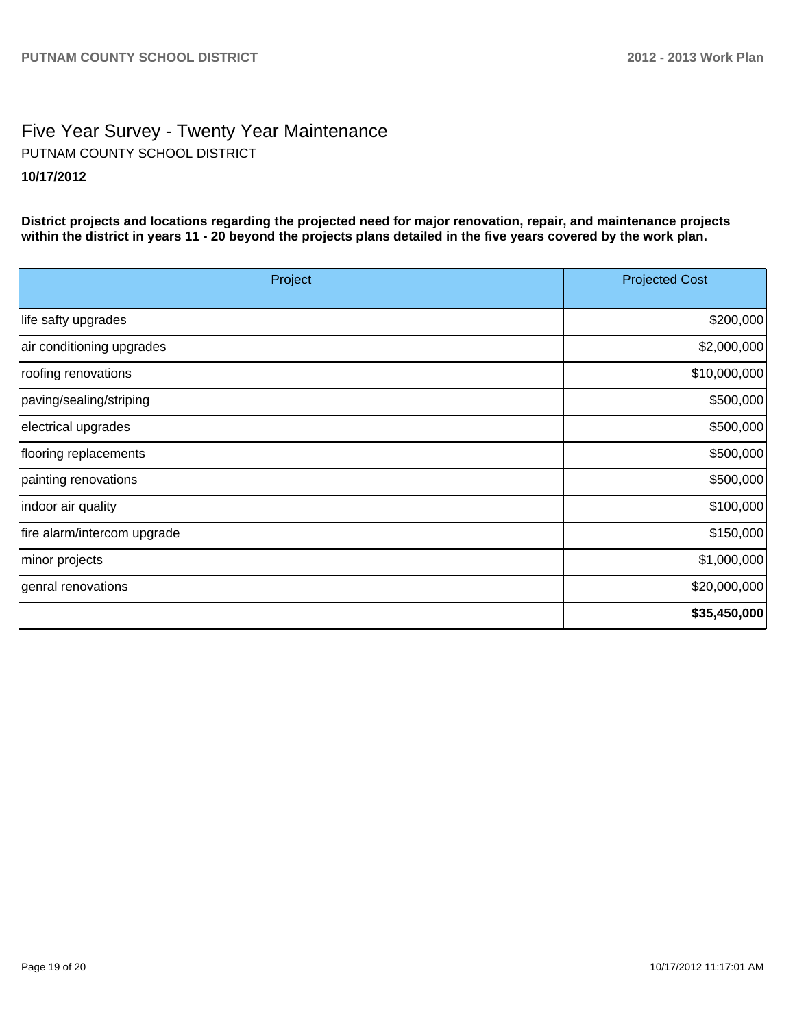# Five Year Survey - Twenty Year Maintenance

PUTNAM COUNTY SCHOOL DISTRICT

**10/17/2012**

**District projects and locations regarding the projected need for major renovation, repair, and maintenance projects within the district in years 11 - 20 beyond the projects plans detailed in the five years covered by the work plan.**

| Project | Projected Cost |
|---|---:|
| life safty upgrades | $200,000 |
| air conditioning upgrades | $2,000,000 |
| roofing renovations | $10,000,000 |
| paving/sealing/striping | $500,000 |
| electrical upgrades | $500,000 |
| flooring replacements | $500,000 |
| painting renovations | $500,000 |
| indoor air quality | $100,000 |
| fire alarm/intercom upgrade | $150,000 |
| minor projects | $1,000,000 |
| genral renovations | $20,000,000 |
| | **$35,450,000** |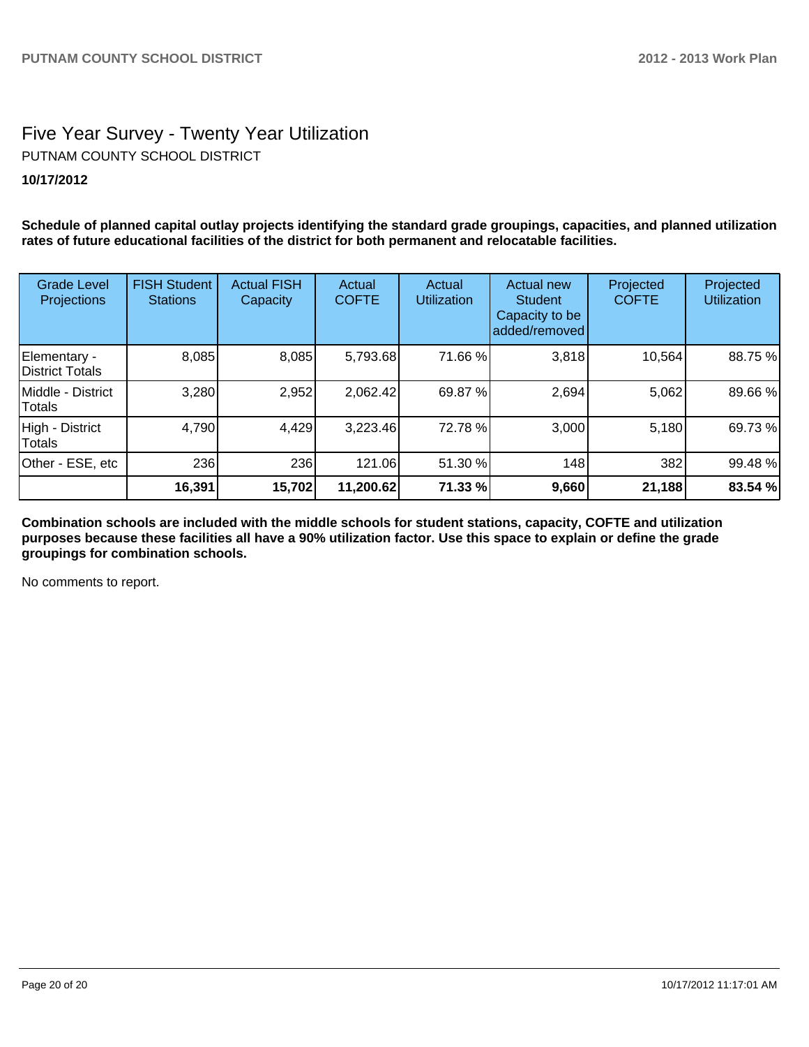# Five Year Survey - Twenty Year Utilization

PUTNAM COUNTY SCHOOL DISTRICT

**10/17/2012**

**Schedule of planned capital outlay projects identifying the standard grade groupings, capacities, and planned utilization rates of future educational facilities of the district for both permanent and relocatable facilities.**

| Grade Level Projections | FISH Student Stations | Actual FISH Capacity | Actual COFTE | Actual Utilization | Actual new Student Capacity to be added/removed | Projected COFTE | Projected Utilization |
|---|---|---|---|---|---|---|---|
| Elementary - District Totals | 8,085 | 8,085 | 5,793.68 | 71.66 % | 3,818 | 10,564 | 88.75 % |
| Middle - District Totals | 3,280 | 2,952 | 2,062.42 | 69.87 % | 2,694 | 5,062 | 89.66 % |
| High - District Totals | 4,790 | 4,429 | 3,223.46 | 72.78 % | 3,000 | 5,180 | 69.73 % |
| Other - ESE, etc | 236 | 236 | 121.06 | 51.30 % | 148 | 382 | 99.48 % |
| | **16,391** | **15,702** | **11,200.62** | **71.33 %** | **9,660** | **21,188** | **83.54 %** |

**Combination schools are included with the middle schools for student stations, capacity, COFTE and utilization purposes because these facilities all have a 90% utilization factor. Use this space to explain or define the grade groupings for combination schools.**

No comments to report.